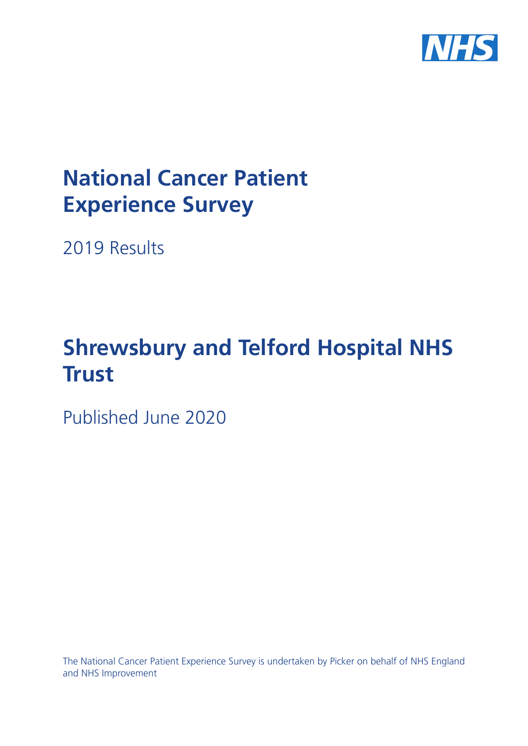# National Cancer Patient Experience Survey

2019 Results

# Shrewsbury and Telford Hospital NHS Trust

Published June 2020

The National Cancer Patient Experience Survey is undertaken by Picker on behalf of NHS England and NHS Improvement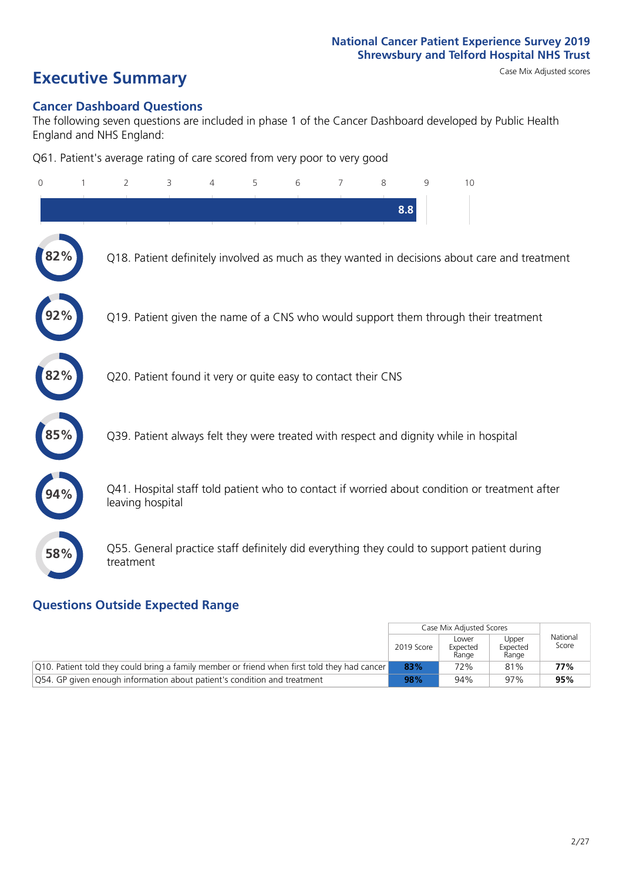# Executive Summary

Case Mix Adjusted scores

## Cancer Dashboard Questions

The following seven questions are included in phase 1 of the Cancer Dashboard developed by Public Health England and NHS England:

Q61. Patient's average rating of care scored from very poor to very good

8.8

82% Q18. Patient definitely involved as much as they wanted in decisions about care and treatment

92% Q19. Patient given the name of a CNS who would support them through their treatment

82% Q20. Patient found it very or quite easy to contact their CNS

85% Q39. Patient always felt they were treated with respect and dignity while in hospital

94% Q41. Hospital staff told patient who to contact if worried about condition or treatment after leaving hospital

58% Q55. General practice staff definitely did everything they could to support patient during treatment

## Questions Outside Expected Range

| | Case Mix Adjusted Scores | | | National Score |
|---|---|---|---|---|
| | 2019 Score | Lower Expected Range | Upper Expected Range | |
| Q10. Patient told they could bring a family member or friend when first told they had cancer | 83% | 72% | 81% | 77% |
| Q54. GP given enough information about patient's condition and treatment | 98% | 94% | 97% | 95% |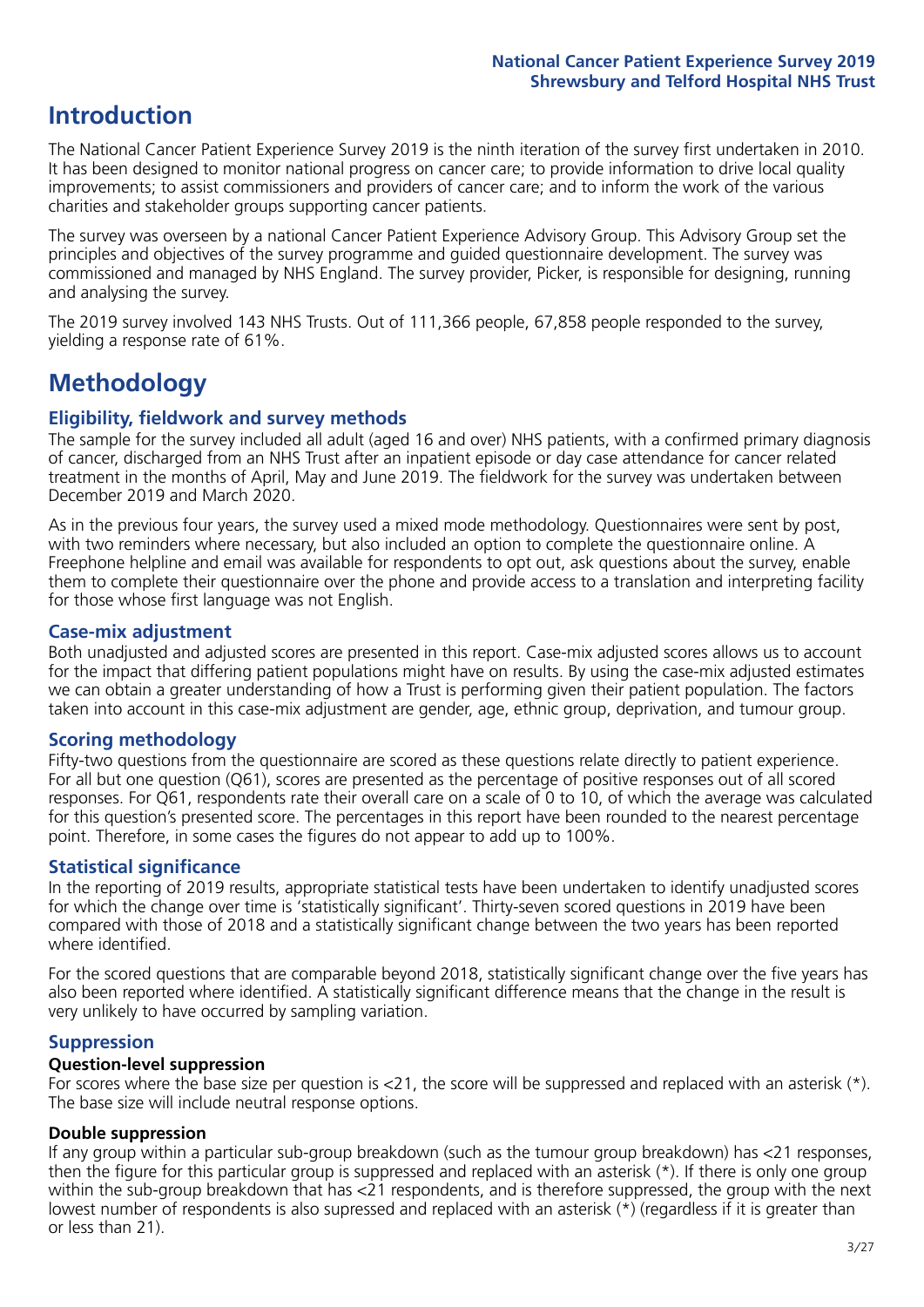# Introduction

The National Cancer Patient Experience Survey 2019 is the ninth iteration of the survey first undertaken in 2010. It has been designed to monitor national progress on cancer care; to provide information to drive local quality improvements; to assist commissioners and providers of cancer care; and to inform the work of the various charities and stakeholder groups supporting cancer patients.

The survey was overseen by a national Cancer Patient Experience Advisory Group. This Advisory Group set the principles and objectives of the survey programme and guided questionnaire development. The survey was commissioned and managed by NHS England. The survey provider, Picker, is responsible for designing, running and analysing the survey.

The 2019 survey involved 143 NHS Trusts. Out of 111,366 people, 67,858 people responded to the survey, yielding a response rate of 61%.

# Methodology

## Eligibility, fieldwork and survey methods

The sample for the survey included all adult (aged 16 and over) NHS patients, with a confirmed primary diagnosis of cancer, discharged from an NHS Trust after an inpatient episode or day case attendance for cancer related treatment in the months of April, May and June 2019. The fieldwork for the survey was undertaken between December 2019 and March 2020.

As in the previous four years, the survey used a mixed mode methodology. Questionnaires were sent by post, with two reminders where necessary, but also included an option to complete the questionnaire online. A Freephone helpline and email was available for respondents to opt out, ask questions about the survey, enable them to complete their questionnaire over the phone and provide access to a translation and interpreting facility for those whose first language was not English.

## Case-mix adjustment

Both unadjusted and adjusted scores are presented in this report. Case-mix adjusted scores allows us to account for the impact that differing patient populations might have on results. By using the case-mix adjusted estimates we can obtain a greater understanding of how a Trust is performing given their patient population. The factors taken into account in this case-mix adjustment are gender, age, ethnic group, deprivation, and tumour group.

## Scoring methodology

Fifty-two questions from the questionnaire are scored as these questions relate directly to patient experience. For all but one question (Q61), scores are presented as the percentage of positive responses out of all scored responses. For Q61, respondents rate their overall care on a scale of 0 to 10, of which the average was calculated for this question's presented score. The percentages in this report have been rounded to the nearest percentage point. Therefore, in some cases the figures do not appear to add up to 100%.

## Statistical significance

In the reporting of 2019 results, appropriate statistical tests have been undertaken to identify unadjusted scores for which the change over time is 'statistically significant'. Thirty-seven scored questions in 2019 have been compared with those of 2018 and a statistically significant change between the two years has been reported where identified.

For the scored questions that are comparable beyond 2018, statistically significant change over the five years has also been reported where identified. A statistically significant difference means that the change in the result is very unlikely to have occurred by sampling variation.

## Suppression

### Question-level suppression

For scores where the base size per question is <21, the score will be suppressed and replaced with an asterisk (*). The base size will include neutral response options.

### Double suppression

If any group within a particular sub-group breakdown (such as the tumour group breakdown) has <21 responses, then the figure for this particular group is suppressed and replaced with an asterisk (*). If there is only one group within the sub-group breakdown that has <21 respondents, and is therefore suppressed, the group with the next lowest number of respondents is also supressed and replaced with an asterisk (*) (regardless if it is greater than or less than 21).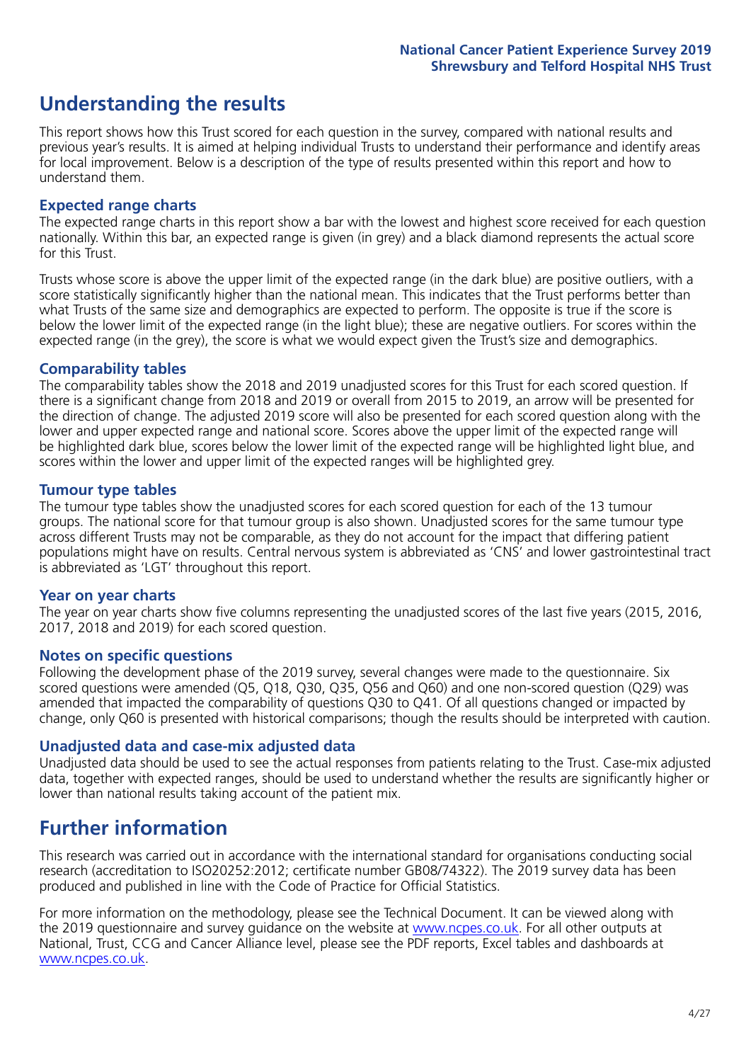# Understanding the results

This report shows how this Trust scored for each question in the survey, compared with national results and previous year's results. It is aimed at helping individual Trusts to understand their performance and identify areas for local improvement. Below is a description of the type of results presented within this report and how to understand them.

### Expected range charts

The expected range charts in this report show a bar with the lowest and highest score received for each question nationally. Within this bar, an expected range is given (in grey) and a black diamond represents the actual score for this Trust.

Trusts whose score is above the upper limit of the expected range (in the dark blue) are positive outliers, with a score statistically significantly higher than the national mean. This indicates that the Trust performs better than what Trusts of the same size and demographics are expected to perform. The opposite is true if the score is below the lower limit of the expected range (in the light blue); these are negative outliers. For scores within the expected range (in the grey), the score is what we would expect given the Trust's size and demographics.

### Comparability tables

The comparability tables show the 2018 and 2019 unadjusted scores for this Trust for each scored question. If there is a significant change from 2018 and 2019 or overall from 2015 to 2019, an arrow will be presented for the direction of change. The adjusted 2019 score will also be presented for each scored question along with the lower and upper expected range and national score. Scores above the upper limit of the expected range will be highlighted dark blue, scores below the lower limit of the expected range will be highlighted light blue, and scores within the lower and upper limit of the expected ranges will be highlighted grey.

### Tumour type tables

The tumour type tables show the unadjusted scores for each scored question for each of the 13 tumour groups. The national score for that tumour group is also shown. Unadjusted scores for the same tumour type across different Trusts may not be comparable, as they do not account for the impact that differing patient populations might have on results. Central nervous system is abbreviated as 'CNS' and lower gastrointestinal tract is abbreviated as 'LGT' throughout this report.

### Year on year charts

The year on year charts show five columns representing the unadjusted scores of the last five years (2015, 2016, 2017, 2018 and 2019) for each scored question.

### Notes on specific questions

Following the development phase of the 2019 survey, several changes were made to the questionnaire. Six scored questions were amended (Q5, Q18, Q30, Q35, Q56 and Q60) and one non-scored question (Q29) was amended that impacted the comparability of questions Q30 to Q41. Of all questions changed or impacted by change, only Q60 is presented with historical comparisons; though the results should be interpreted with caution.

### Unadjusted data and case-mix adjusted data

Unadjusted data should be used to see the actual responses from patients relating to the Trust. Case-mix adjusted data, together with expected ranges, should be used to understand whether the results are significantly higher or lower than national results taking account of the patient mix.

# Further information

This research was carried out in accordance with the international standard for organisations conducting social research (accreditation to ISO20252:2012; certificate number GB08/74322). The 2019 survey data has been produced and published in line with the Code of Practice for Official Statistics.

For more information on the methodology, please see the Technical Document. It can be viewed along with the 2019 questionnaire and survey guidance on the website at www.ncpes.co.uk. For all other outputs at National, Trust, CCG and Cancer Alliance level, please see the PDF reports, Excel tables and dashboards at www.ncpes.co.uk.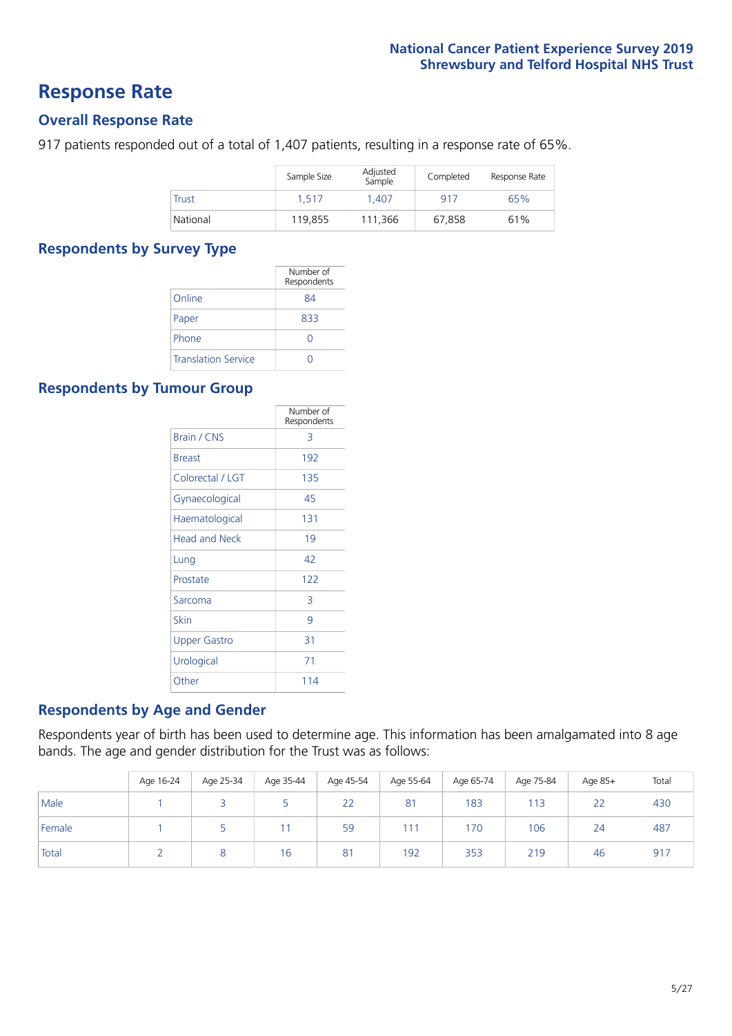# Response Rate

## Overall Response Rate

917 patients responded out of a total of 1,407 patients, resulting in a response rate of 65%.

| | Sample Size | Adjusted Sample | Completed | Response Rate |
|---|---|---|---|---|
| Trust | 1,517 | 1,407 | 917 | 65% |
| National | 119,855 | 111,366 | 67,858 | 61% |

## Respondents by Survey Type

| | Number of Respondents |
|---|---|
| Online | 84 |
| Paper | 833 |
| Phone | 0 |
| Translation Service | 0 |

## Respondents by Tumour Group

| | Number of Respondents |
|---|---|
| Brain / CNS | 3 |
| Breast | 192 |
| Colorectal / LGT | 135 |
| Gynaecological | 45 |
| Haematological | 131 |
| Head and Neck | 19 |
| Lung | 42 |
| Prostate | 122 |
| Sarcoma | 3 |
| Skin | 9 |
| Upper Gastro | 31 |
| Urological | 71 |
| Other | 114 |

## Respondents by Age and Gender

Respondents year of birth has been used to determine age. This information has been amalgamated into 8 age bands. The age and gender distribution for the Trust was as follows:

| | Age 16-24 | Age 25-34 | Age 35-44 | Age 45-54 | Age 55-64 | Age 65-74 | Age 75-84 | Age 85+ | Total |
|---|---|---|---|---|---|---|---|---|---|
| Male | 1 | 3 | 5 | 22 | 81 | 183 | 113 | 22 | 430 |
| Female | 1 | 5 | 11 | 59 | 111 | 170 | 106 | 24 | 487 |
| Total | 2 | 8 | 16 | 81 | 192 | 353 | 219 | 46 | 917 |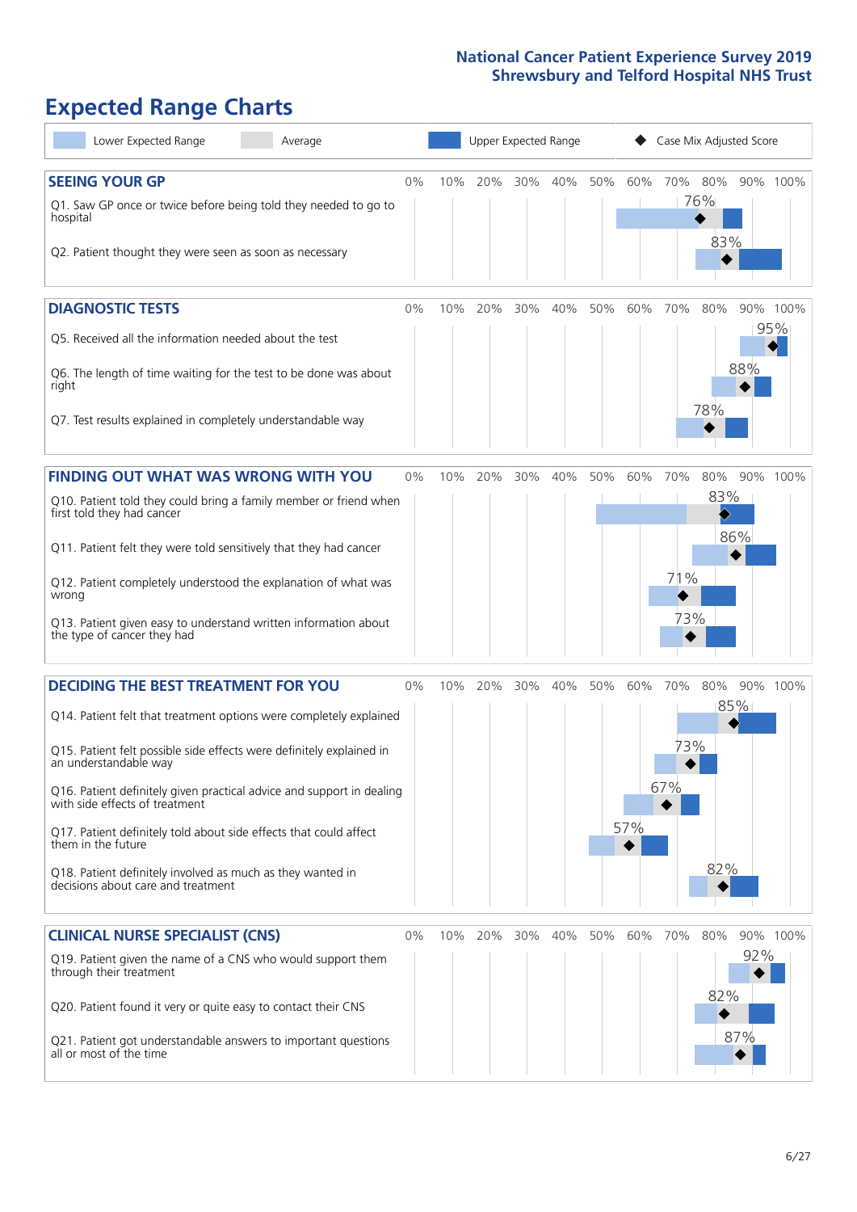# Expected Range Charts

Legend: Lower Expected Range | Average | Upper Expected Range | ◆ Case Mix Adjusted Score

## SEEING YOUR GP

| Question | Case Mix Adjusted Score |
|---|---|
| Q1. Saw GP once or twice before being told they needed to go to hospital | 76% |
| Q2. Patient thought they were seen as soon as necessary | 83% |

## DIAGNOSTIC TESTS

| Question | Case Mix Adjusted Score |
|---|---|
| Q5. Received all the information needed about the test | 95% |
| Q6. The length of time waiting for the test to be done was about right | 88% |
| Q7. Test results explained in completely understandable way | 78% |

## FINDING OUT WHAT WAS WRONG WITH YOU

| Question | Case Mix Adjusted Score |
|---|---|
| Q10. Patient told they could bring a family member or friend when first told they had cancer | 83% |
| Q11. Patient felt they were told sensitively that they had cancer | 86% |
| Q12. Patient completely understood the explanation of what was wrong | 71% |
| Q13. Patient given easy to understand written information about the type of cancer they had | 73% |

## DECIDING THE BEST TREATMENT FOR YOU

| Question | Case Mix Adjusted Score |
|---|---|
| Q14. Patient felt that treatment options were completely explained | 85% |
| Q15. Patient felt possible side effects were definitely explained in an understandable way | 73% |
| Q16. Patient definitely given practical advice and support in dealing with side effects of treatment | 67% |
| Q17. Patient definitely told about side effects that could affect them in the future | 57% |
| Q18. Patient definitely involved as much as they wanted in decisions about care and treatment | 82% |

## CLINICAL NURSE SPECIALIST (CNS)

| Question | Case Mix Adjusted Score |
|---|---|
| Q19. Patient given the name of a CNS who would support them through their treatment | 92% |
| Q20. Patient found it very or quite easy to contact their CNS | 82% |
| Q21. Patient got understandable answers to important questions all or most of the time | 87% |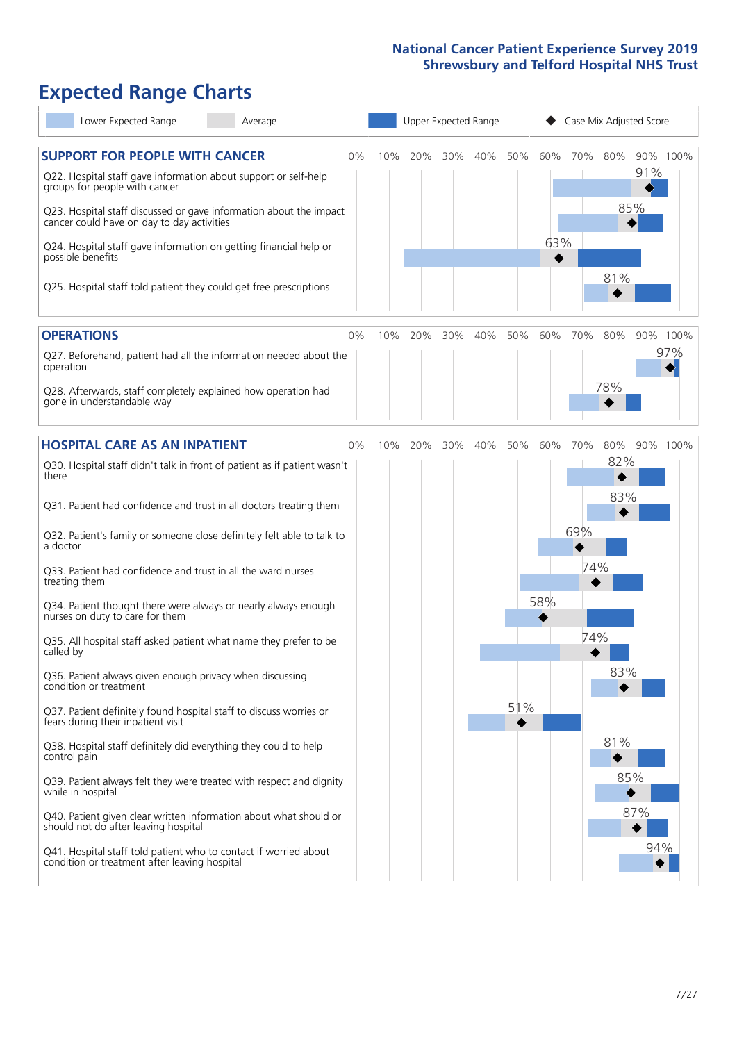# Expected Range Charts

Lower Expected Range | Average | Upper Expected Range | ◆ Case Mix Adjusted Score

## SUPPORT FOR PEOPLE WITH CANCER

| Question | Case Mix Adjusted Score |
| --- | --- |
| Q22. Hospital staff gave information about support or self-help groups for people with cancer | 91% |
| Q23. Hospital staff discussed or gave information about the impact cancer could have on day to day activities | 85% |
| Q24. Hospital staff gave information on getting financial help or possible benefits | 63% |
| Q25. Hospital staff told patient they could get free prescriptions | 81% |

## OPERATIONS

| Question | Case Mix Adjusted Score |
| --- | --- |
| Q27. Beforehand, patient had all the information needed about the operation | 97% |
| Q28. Afterwards, staff completely explained how operation had gone in understandable way | 78% |

## HOSPITAL CARE AS AN INPATIENT

| Question | Case Mix Adjusted Score |
| --- | --- |
| Q30. Hospital staff didn't talk in front of patient as if patient wasn't there | 82% |
| Q31. Patient had confidence and trust in all doctors treating them | 83% |
| Q32. Patient's family or someone close definitely felt able to talk to a doctor | 69% |
| Q33. Patient had confidence and trust in all the ward nurses treating them | 74% |
| Q34. Patient thought there were always or nearly always enough nurses on duty to care for them | 58% |
| Q35. All hospital staff asked patient what name they prefer to be called by | 74% |
| Q36. Patient always given enough privacy when discussing condition or treatment | 83% |
| Q37. Patient definitely found hospital staff to discuss worries or fears during their inpatient visit | 51% |
| Q38. Hospital staff definitely did everything they could to help control pain | 81% |
| Q39. Patient always felt they were treated with respect and dignity while in hospital | 85% |
| Q40. Patient given clear written information about what should or should not do after leaving hospital | 87% |
| Q41. Hospital staff told patient who to contact if worried about condition or treatment after leaving hospital | 94% |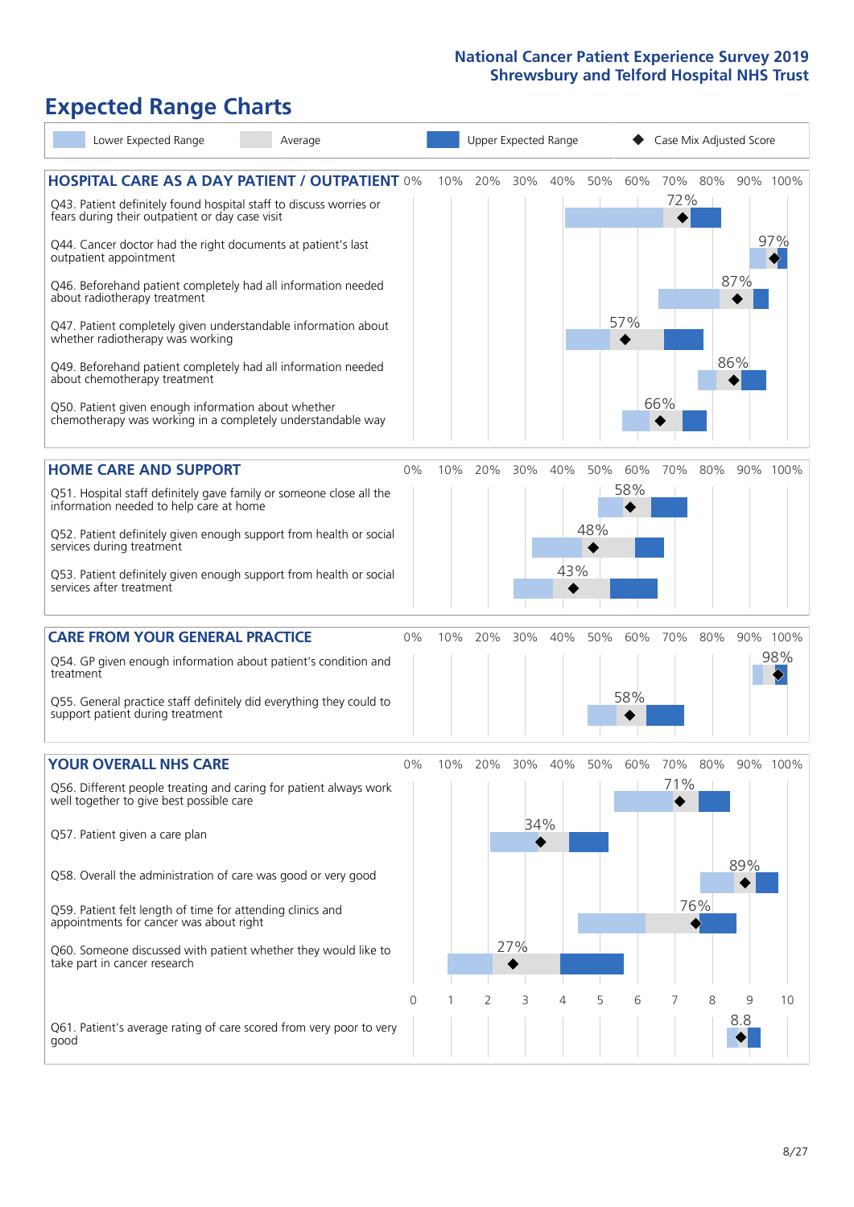# Expected Range Charts

Lower Expected Range | Average | Upper Expected Range | ◆ Case Mix Adjusted Score

## HOSPITAL CARE AS A DAY PATIENT / OUTPATIENT

| Question | Case Mix Adjusted Score |
|---|---|
| Q43. Patient definitely found hospital staff to discuss worries or fears during their outpatient or day case visit | 72% |
| Q44. Cancer doctor had the right documents at patient's last outpatient appointment | 97% |
| Q46. Beforehand patient completely had all information needed about radiotherapy treatment | 87% |
| Q47. Patient completely given understandable information about whether radiotherapy was working | 57% |
| Q49. Beforehand patient completely had all information needed about chemotherapy treatment | 86% |
| Q50. Patient given enough information about whether chemotherapy was working in a completely understandable way | 66% |

## HOME CARE AND SUPPORT

| Question | Case Mix Adjusted Score |
|---|---|
| Q51. Hospital staff definitely gave family or someone close all the information needed to help care at home | 58% |
| Q52. Patient definitely given enough support from health or social services during treatment | 48% |
| Q53. Patient definitely given enough support from health or social services after treatment | 43% |

## CARE FROM YOUR GENERAL PRACTICE

| Question | Case Mix Adjusted Score |
|---|---|
| Q54. GP given enough information about patient's condition and treatment | 98% |
| Q55. General practice staff definitely did everything they could to support patient during treatment | 58% |

## YOUR OVERALL NHS CARE

| Question | Case Mix Adjusted Score |
|---|---|
| Q56. Different people treating and caring for patient always work well together to give best possible care | 71% |
| Q57. Patient given a care plan | 34% |
| Q58. Overall the administration of care was good or very good | 89% |
| Q59. Patient felt length of time for attending clinics and appointments for cancer was about right | 76% |
| Q60. Someone discussed with patient whether they would like to take part in cancer research | 27% |
| Q61. Patient's average rating of care scored from very poor to very good | 8.8 |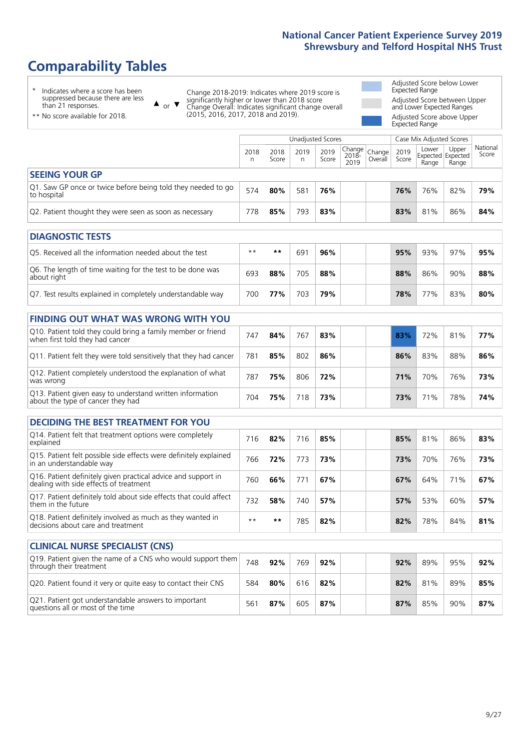# Comparability Tables

\* Indicates where a score has been suppressed because there are less than 21 responses.

** No score available for 2018.

▲ or ▼ Change 2018-2019: Indicates where 2019 score is significantly higher or lower than 2018 score. Change Overall: Indicates significant change overall (2015, 2016, 2017, 2018 and 2019).

Adjusted Score below Lower Expected Range

Adjusted Score between Upper and Lower Expected Ranges

Adjusted Score above Upper Expected Range

| | Unadjusted Scores | | | | | | Case Mix Adjusted Scores | | | |
|---|---|---|---|---|---|---|---|---|---|---|
| | 2018 n | 2018 Score | 2019 n | 2019 Score | Change 2018-2019 | Change Overall | 2019 Score | Lower Expected Range | Upper Expected Range | National Score |
| **SEEING YOUR GP** | | | | | | | | | | |
| Q1. Saw GP once or twice before being told they needed to go to hospital | 574 | **80%** | 581 | **76%** | | | **76%** | 76% | 82% | **79%** |
| Q2. Patient thought they were seen as soon as necessary | 778 | **85%** | 793 | **83%** | | | **83%** | 81% | 86% | **84%** |
| **DIAGNOSTIC TESTS** | | | | | | | | | | |
| Q5. Received all the information needed about the test | ** | ** | 691 | **96%** | | | **95%** | 93% | 97% | **95%** |
| Q6. The length of time waiting for the test to be done was about right | 693 | **88%** | 705 | **88%** | | | **88%** | 86% | 90% | **88%** |
| Q7. Test results explained in completely understandable way | 700 | **77%** | 703 | **79%** | | | **78%** | 77% | 83% | **80%** |
| **FINDING OUT WHAT WAS WRONG WITH YOU** | | | | | | | | | | |
| Q10. Patient told they could bring a family member or friend when first told they had cancer | 747 | **84%** | 767 | **83%** | | | **83%** | 72% | 81% | **77%** |
| Q11. Patient felt they were told sensitively that they had cancer | 781 | **85%** | 802 | **86%** | | | **86%** | 83% | 88% | **86%** |
| Q12. Patient completely understood the explanation of what was wrong | 787 | **75%** | 806 | **72%** | | | **71%** | 70% | 76% | **73%** |
| Q13. Patient given easy to understand written information about the type of cancer they had | 704 | **75%** | 718 | **73%** | | | **73%** | 71% | 78% | **74%** |
| **DECIDING THE BEST TREATMENT FOR YOU** | | | | | | | | | | |
| Q14. Patient felt that treatment options were completely explained | 716 | **82%** | 716 | **85%** | | | **85%** | 81% | 86% | **83%** |
| Q15. Patient felt possible side effects were definitely explained in an understandable way | 766 | **72%** | 773 | **73%** | | | **73%** | 70% | 76% | **73%** |
| Q16. Patient definitely given practical advice and support in dealing with side effects of treatment | 760 | **66%** | 771 | **67%** | | | **67%** | 64% | 71% | **67%** |
| Q17. Patient definitely told about side effects that could affect them in the future | 732 | **58%** | 740 | **57%** | | | **57%** | 53% | 60% | **57%** |
| Q18. Patient definitely involved as much as they wanted in decisions about care and treatment | ** | ** | 785 | **82%** | | | **82%** | 78% | 84% | **81%** |
| **CLINICAL NURSE SPECIALIST (CNS)** | | | | | | | | | | |
| Q19. Patient given the name of a CNS who would support them through their treatment | 748 | **92%** | 769 | **92%** | | | **92%** | 89% | 95% | **92%** |
| Q20. Patient found it very or quite easy to contact their CNS | 584 | **80%** | 616 | **82%** | | | **82%** | 81% | 89% | **85%** |
| Q21. Patient got understandable answers to important questions all or most of the time | 561 | **87%** | 605 | **87%** | | | **87%** | 85% | 90% | **87%** |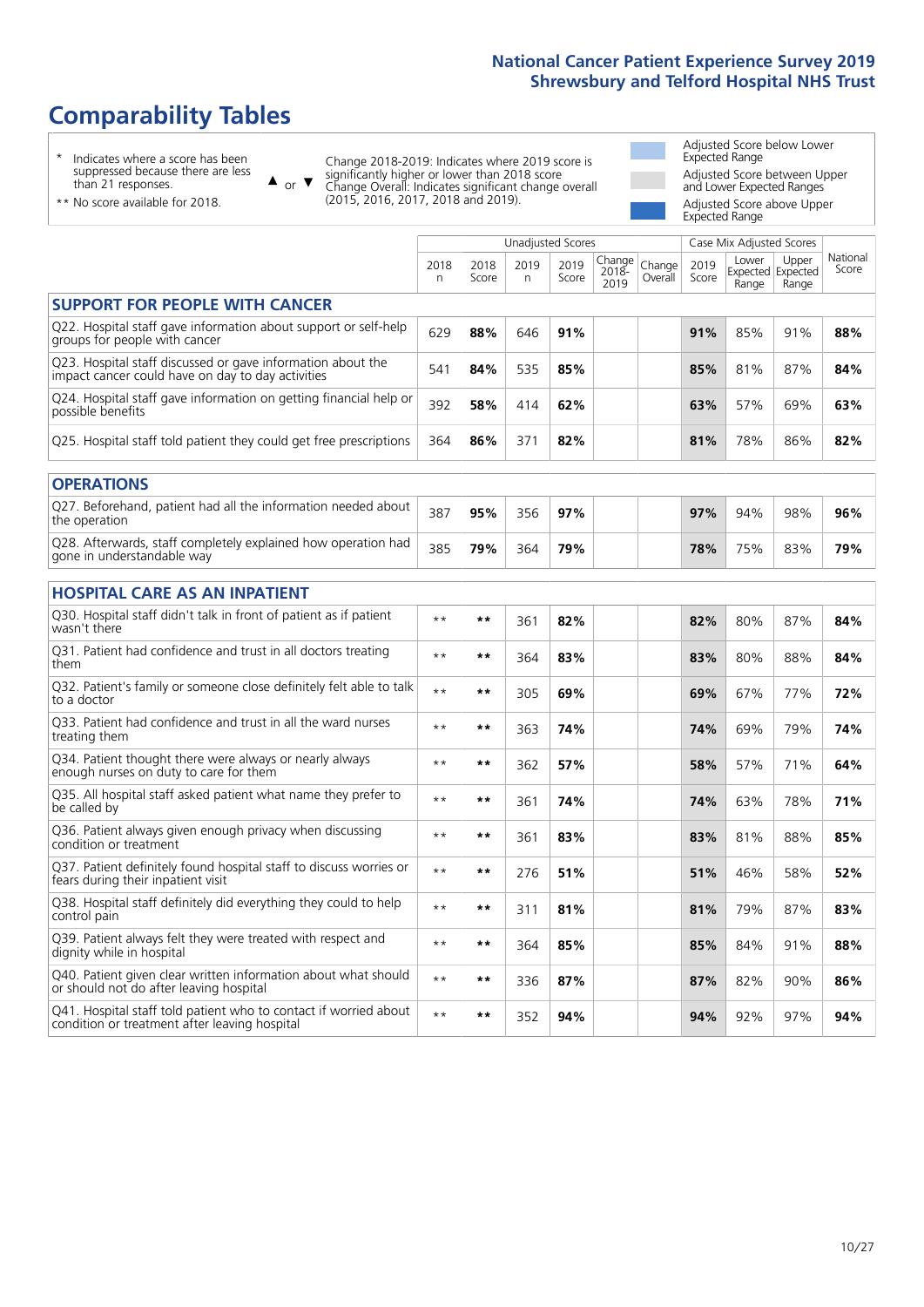# Comparability Tables

\* Indicates where a score has been suppressed because there are less than 21 responses.

\*\* No score available for 2018.

▲ or ▼ Change 2018-2019: Indicates where 2019 score is significantly higher or lower than 2018 score. Change Overall: Indicates significant change overall (2015, 2016, 2017, 2018 and 2019).

Adjusted Score below Lower Expected Range

Adjusted Score between Upper and Lower Expected Ranges

Adjusted Score above Upper Expected Range

| | Unadjusted Scores | | | | | | Case Mix Adjusted Scores | | | |
|---|---|---|---|---|---|---|---|---|---|---|
| | 2018 n | 2018 Score | 2019 n | 2019 Score | Change 2018-2019 | Change Overall | 2019 Score | Lower Expected Range | Upper Expected Range | National Score |
| **SUPPORT FOR PEOPLE WITH CANCER** | | | | | | | | | | |
| Q22. Hospital staff gave information about support or self-help groups for people with cancer | 629 | **88%** | 646 | **91%** | | | **91%** | 85% | 91% | **88%** |
| Q23. Hospital staff discussed or gave information about the impact cancer could have on day to day activities | 541 | **84%** | 535 | **85%** | | | **85%** | 81% | 87% | **84%** |
| Q24. Hospital staff gave information on getting financial help or possible benefits | 392 | **58%** | 414 | **62%** | | | **63%** | 57% | 69% | **63%** |
| Q25. Hospital staff told patient they could get free prescriptions | 364 | **86%** | 371 | **82%** | | | **81%** | 78% | 86% | **82%** |
| **OPERATIONS** | | | | | | | | | | |
| Q27. Beforehand, patient had all the information needed about the operation | 387 | **95%** | 356 | **97%** | | | **97%** | 94% | 98% | **96%** |
| Q28. Afterwards, staff completely explained how operation had gone in understandable way | 385 | **79%** | 364 | **79%** | | | **78%** | 75% | 83% | **79%** |
| **HOSPITAL CARE AS AN INPATIENT** | | | | | | | | | | |
| Q30. Hospital staff didn't talk in front of patient as if patient wasn't there | ** | ** | 361 | **82%** | | | **82%** | 80% | 87% | **84%** |
| Q31. Patient had confidence and trust in all doctors treating them | ** | ** | 364 | **83%** | | | **83%** | 80% | 88% | **84%** |
| Q32. Patient's family or someone close definitely felt able to talk to a doctor | ** | ** | 305 | **69%** | | | **69%** | 67% | 77% | **72%** |
| Q33. Patient had confidence and trust in all the ward nurses treating them | ** | ** | 363 | **74%** | | | **74%** | 69% | 79% | **74%** |
| Q34. Patient thought there were always or nearly always enough nurses on duty to care for them | ** | ** | 362 | **57%** | | | **58%** | 57% | 71% | **64%** |
| Q35. All hospital staff asked patient what name they prefer to be called by | ** | ** | 361 | **74%** | | | **74%** | 63% | 78% | **71%** |
| Q36. Patient always given enough privacy when discussing condition or treatment | ** | ** | 361 | **83%** | | | **83%** | 81% | 88% | **85%** |
| Q37. Patient definitely found hospital staff to discuss worries or fears during their inpatient visit | ** | ** | 276 | **51%** | | | **51%** | 46% | 58% | **52%** |
| Q38. Hospital staff definitely did everything they could to help control pain | ** | ** | 311 | **81%** | | | **81%** | 79% | 87% | **83%** |
| Q39. Patient always felt they were treated with respect and dignity while in hospital | ** | ** | 364 | **85%** | | | **85%** | 84% | 91% | **88%** |
| Q40. Patient given clear written information about what should or should not do after leaving hospital | ** | ** | 336 | **87%** | | | **87%** | 82% | 90% | **86%** |
| Q41. Hospital staff told patient who to contact if worried about condition or treatment after leaving hospital | ** | ** | 352 | **94%** | | | **94%** | 92% | 97% | **94%** |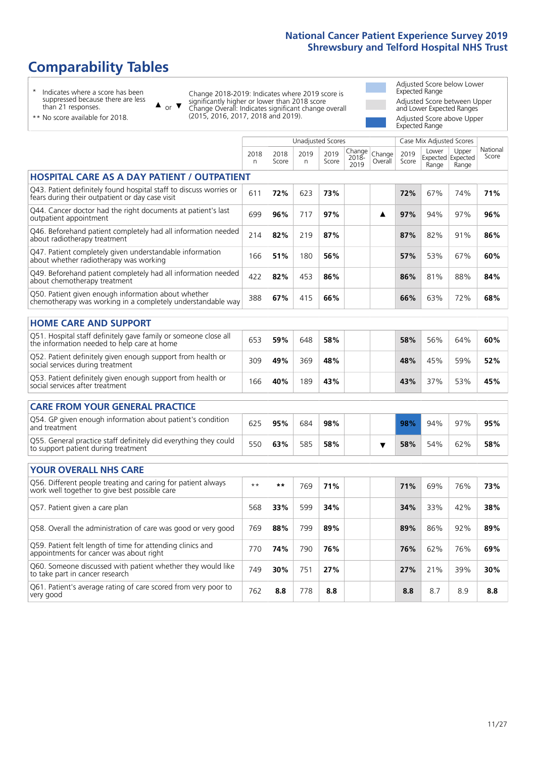# Comparability Tables

\* Indicates where a score has been suppressed because there are less than 21 responses.

\*\* No score available for 2018.

▲ or ▼ Change 2018-2019: Indicates where 2019 score is significantly higher or lower than 2018 score. Change Overall: Indicates significant change overall (2015, 2016, 2017, 2018 and 2019).

- Adjusted Score below Lower Expected Range
- Adjusted Score between Upper and Lower Expected Ranges
- Adjusted Score above Upper Expected Range

| | Unadjusted Scores | | | | | | Case Mix Adjusted Scores | | | |
|---|---|---|---|---|---|---|---|---|---|---|
| | 2018 n | 2018 Score | 2019 n | 2019 Score | Change 2018-2019 | Change Overall | 2019 Score | Lower Expected Range | Upper Expected Range | National Score |
| **HOSPITAL CARE AS A DAY PATIENT / OUTPATIENT** | | | | | | | | | | |
| Q43. Patient definitely found hospital staff to discuss worries or fears during their outpatient or day case visit | 611 | **72%** | 623 | **73%** | | | **72%** | 67% | 74% | **71%** |
| Q44. Cancer doctor had the right documents at patient's last outpatient appointment | 699 | **96%** | 717 | **97%** | | ▲ | **97%** | 94% | 97% | **96%** |
| Q46. Beforehand patient completely had all information needed about radiotherapy treatment | 214 | **82%** | 219 | **87%** | | | **87%** | 82% | 91% | **86%** |
| Q47. Patient completely given understandable information about whether radiotherapy was working | 166 | **51%** | 180 | **56%** | | | **57%** | 53% | 67% | **60%** |
| Q49. Beforehand patient completely had all information needed about chemotherapy treatment | 422 | **82%** | 453 | **86%** | | | **86%** | 81% | 88% | **84%** |
| Q50. Patient given enough information about whether chemotherapy was working in a completely understandable way | 388 | **67%** | 415 | **66%** | | | **66%** | 63% | 72% | **68%** |
| **HOME CARE AND SUPPORT** | | | | | | | | | | |
| Q51. Hospital staff definitely gave family or someone close all the information needed to help care at home | 653 | **59%** | 648 | **58%** | | | **58%** | 56% | 64% | **60%** |
| Q52. Patient definitely given enough support from health or social services during treatment | 309 | **49%** | 369 | **48%** | | | **48%** | 45% | 59% | **52%** |
| Q53. Patient definitely given enough support from health or social services after treatment | 166 | **40%** | 189 | **43%** | | | **43%** | 37% | 53% | **45%** |
| **CARE FROM YOUR GENERAL PRACTICE** | | | | | | | | | | |
| Q54. GP given enough information about patient's condition and treatment | 625 | **95%** | 684 | **98%** | | | **98%** | 94% | 97% | **95%** |
| Q55. General practice staff definitely did everything they could to support patient during treatment | 550 | **63%** | 585 | **58%** | | ▼ | **58%** | 54% | 62% | **58%** |
| **YOUR OVERALL NHS CARE** | | | | | | | | | | |
| Q56. Different people treating and caring for patient always work well together to give best possible care | ** | ** | 769 | **71%** | | | **71%** | 69% | 76% | **73%** |
| Q57. Patient given a care plan | 568 | **33%** | 599 | **34%** | | | **34%** | 33% | 42% | **38%** |
| Q58. Overall the administration of care was good or very good | 769 | **88%** | 799 | **89%** | | | **89%** | 86% | 92% | **89%** |
| Q59. Patient felt length of time for attending clinics and appointments for cancer was about right | 770 | **74%** | 790 | **76%** | | | **76%** | 62% | 76% | **69%** |
| Q60. Someone discussed with patient whether they would like to take part in cancer research | 749 | **30%** | 751 | **27%** | | | **27%** | 21% | 39% | **30%** |
| Q61. Patient's average rating of care scored from very poor to very good | 762 | **8.8** | 778 | **8.8** | | | **8.8** | 8.7 | 8.9 | **8.8** |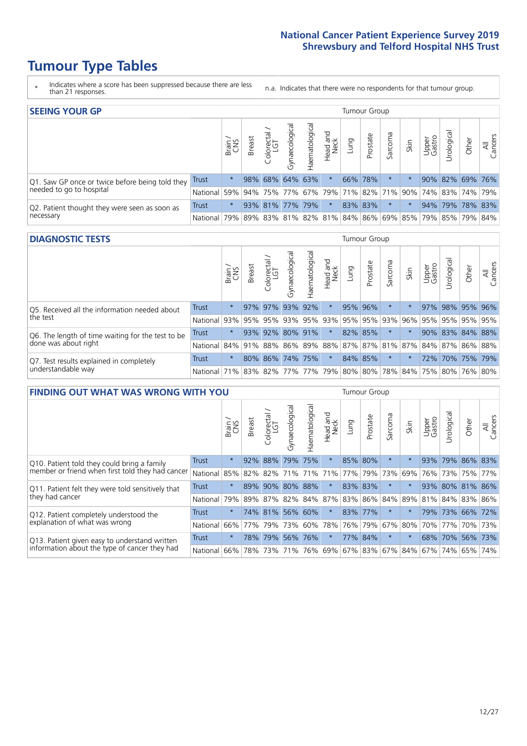# Tumour Type Tables

\* Indicates where a score has been suppressed because there are less than 21 responses.

n.a. Indicates that there were no respondents for that tumour group.

## SEEING YOUR GP

| | | Brain / CNS | Breast | Colorectal / LGT | Gynaecological | Haematological | Head and Neck | Lung | Prostate | Sarcoma | Skin | Upper Gastro | Urological | Other | All Cancers |
|---|---|---|---|---|---|---|---|---|---|---|---|---|---|---|---|
| Q1. Saw GP once or twice before being told they needed to go to hospital | Trust | * | 98% | 68% | 64% | 63% | * | 66% | 78% | * | * | 90% | 82% | 69% | 76% |
| | National | 59% | 94% | 75% | 77% | 67% | 79% | 71% | 82% | 71% | 90% | 74% | 83% | 74% | 79% |
| Q2. Patient thought they were seen as soon as necessary | Trust | * | 93% | 81% | 77% | 79% | * | 83% | 83% | * | * | 94% | 79% | 78% | 83% |
| | National | 79% | 89% | 83% | 81% | 82% | 81% | 84% | 86% | 69% | 85% | 79% | 85% | 79% | 84% |

## DIAGNOSTIC TESTS

| | | Brain / CNS | Breast | Colorectal / LGT | Gynaecological | Haematological | Head and Neck | Lung | Prostate | Sarcoma | Skin | Upper Gastro | Urological | Other | All Cancers |
|---|---|---|---|---|---|---|---|---|---|---|---|---|---|---|---|
| Q5. Received all the information needed about the test | Trust | * | 97% | 97% | 93% | 92% | * | 95% | 96% | * | * | 97% | 98% | 95% | 96% |
| | National | 93% | 95% | 95% | 93% | 95% | 93% | 95% | 95% | 93% | 96% | 95% | 95% | 95% | 95% |
| Q6. The length of time waiting for the test to be done was about right | Trust | * | 93% | 92% | 80% | 91% | * | 82% | 85% | * | * | 90% | 83% | 84% | 88% |
| | National | 84% | 91% | 88% | 86% | 89% | 88% | 87% | 87% | 81% | 87% | 84% | 87% | 86% | 88% |
| Q7. Test results explained in completely understandable way | Trust | * | 80% | 86% | 74% | 75% | * | 84% | 85% | * | * | 72% | 70% | 75% | 79% |
| | National | 71% | 83% | 82% | 77% | 77% | 79% | 80% | 80% | 78% | 84% | 75% | 80% | 76% | 80% |

## FINDING OUT WHAT WAS WRONG WITH YOU

| | | Brain / CNS | Breast | Colorectal / LGT | Gynaecological | Haematological | Head and Neck | Lung | Prostate | Sarcoma | Skin | Upper Gastro | Urological | Other | All Cancers |
|---|---|---|---|---|---|---|---|---|---|---|---|---|---|---|---|
| Q10. Patient told they could bring a family member or friend when first told they had cancer | Trust | * | 92% | 88% | 79% | 75% | * | 85% | 80% | * | * | 93% | 79% | 86% | 83% |
| | National | 85% | 82% | 82% | 71% | 71% | 71% | 77% | 79% | 73% | 69% | 76% | 73% | 75% | 77% |
| Q11. Patient felt they were told sensitively that they had cancer | Trust | * | 89% | 90% | 80% | 88% | * | 83% | 83% | * | * | 93% | 80% | 81% | 86% |
| | National | 79% | 89% | 87% | 82% | 84% | 87% | 83% | 86% | 84% | 89% | 81% | 84% | 83% | 86% |
| Q12. Patient completely understood the explanation of what was wrong | Trust | * | 74% | 81% | 56% | 60% | * | 83% | 77% | * | * | 79% | 73% | 66% | 72% |
| | National | 66% | 77% | 79% | 73% | 60% | 78% | 76% | 79% | 67% | 80% | 70% | 77% | 70% | 73% |
| Q13. Patient given easy to understand written information about the type of cancer they had | Trust | * | 78% | 79% | 56% | 76% | * | 77% | 84% | * | * | 68% | 70% | 56% | 73% |
| | National | 66% | 78% | 73% | 71% | 76% | 69% | 67% | 83% | 67% | 84% | 67% | 74% | 65% | 74% |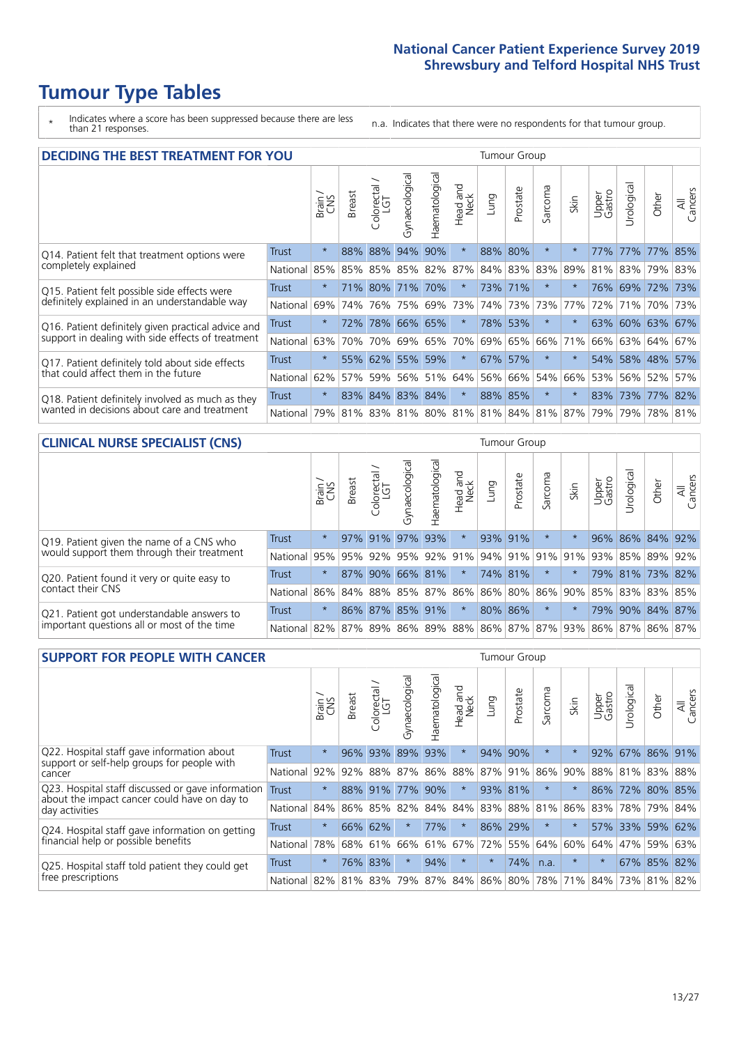# Tumour Type Tables

\* Indicates where a score has been suppressed because there are less than 21 responses.

n.a. Indicates that there were no respondents for that tumour group.

## DECIDING THE BEST TREATMENT FOR YOU

| | | Brain / CNS | Breast | Colorectal / LGT | Gynaecological | Haematological | Head and Neck | Lung | Prostate | Sarcoma | Skin | Upper Gastro | Urological | Other | All Cancers |
|---|---|---|---|---|---|---|---|---|---|---|---|---|---|---|---|
| Q14. Patient felt that treatment options were completely explained | Trust | * | 88% | 88% | 94% | 90% | * | 88% | 80% | * | * | 77% | 77% | 77% | 85% |
| | National | 85% | 85% | 85% | 85% | 82% | 87% | 84% | 83% | 83% | 89% | 81% | 83% | 79% | 83% |
| Q15. Patient felt possible side effects were definitely explained in an understandable way | Trust | * | 71% | 80% | 71% | 70% | * | 73% | 71% | * | * | 76% | 69% | 72% | 73% |
| | National | 69% | 74% | 76% | 75% | 69% | 73% | 74% | 73% | 73% | 77% | 72% | 71% | 70% | 73% |
| Q16. Patient definitely given practical advice and support in dealing with side effects of treatment | Trust | * | 72% | 78% | 66% | 65% | * | 78% | 53% | * | * | 63% | 60% | 63% | 67% |
| | National | 63% | 70% | 70% | 69% | 65% | 70% | 69% | 65% | 66% | 71% | 66% | 63% | 64% | 67% |
| Q17. Patient definitely told about side effects that could affect them in the future | Trust | * | 55% | 62% | 55% | 59% | * | 67% | 57% | * | * | 54% | 58% | 48% | 57% |
| | National | 62% | 57% | 59% | 56% | 51% | 64% | 56% | 66% | 54% | 66% | 53% | 56% | 52% | 57% |
| Q18. Patient definitely involved as much as they wanted in decisions about care and treatment | Trust | * | 83% | 84% | 83% | 84% | * | 88% | 85% | * | * | 83% | 73% | 77% | 82% |
| | National | 79% | 81% | 83% | 81% | 80% | 81% | 81% | 84% | 81% | 87% | 79% | 79% | 78% | 81% |

## CLINICAL NURSE SPECIALIST (CNS)

| | | Brain / CNS | Breast | Colorectal / LGT | Gynaecological | Haematological | Head and Neck | Lung | Prostate | Sarcoma | Skin | Upper Gastro | Urological | Other | All Cancers |
|---|---|---|---|---|---|---|---|---|---|---|---|---|---|---|---|
| Q19. Patient given the name of a CNS who would support them through their treatment | Trust | * | 97% | 91% | 97% | 93% | * | 93% | 91% | * | * | 96% | 86% | 84% | 92% |
| | National | 95% | 95% | 92% | 95% | 92% | 91% | 94% | 91% | 91% | 91% | 93% | 85% | 89% | 92% |
| Q20. Patient found it very or quite easy to contact their CNS | Trust | * | 87% | 90% | 66% | 81% | * | 74% | 81% | * | * | 79% | 81% | 73% | 82% |
| | National | 86% | 84% | 88% | 85% | 87% | 86% | 86% | 80% | 86% | 90% | 85% | 83% | 83% | 85% |
| Q21. Patient got understandable answers to important questions all or most of the time | Trust | * | 86% | 87% | 85% | 91% | * | 80% | 86% | * | * | 79% | 90% | 84% | 87% |
| | National | 82% | 87% | 89% | 86% | 89% | 88% | 86% | 87% | 87% | 93% | 86% | 87% | 86% | 87% |

## SUPPORT FOR PEOPLE WITH CANCER

| | | Brain / CNS | Breast | Colorectal / LGT | Gynaecological | Haematological | Head and Neck | Lung | Prostate | Sarcoma | Skin | Upper Gastro | Urological | Other | All Cancers |
|---|---|---|---|---|---|---|---|---|---|---|---|---|---|---|---|
| Q22. Hospital staff gave information about support or self-help groups for people with cancer | Trust | * | 96% | 93% | 89% | 93% | * | 94% | 90% | * | * | 92% | 67% | 86% | 91% |
| | National | 92% | 92% | 88% | 87% | 86% | 88% | 87% | 91% | 86% | 90% | 88% | 81% | 83% | 88% |
| Q23. Hospital staff discussed or gave information about the impact cancer could have on day to day activities | Trust | * | 88% | 91% | 77% | 90% | * | 93% | 81% | * | * | 86% | 72% | 80% | 85% |
| | National | 84% | 86% | 85% | 82% | 84% | 84% | 83% | 88% | 81% | 86% | 83% | 78% | 79% | 84% |
| Q24. Hospital staff gave information on getting financial help or possible benefits | Trust | * | 66% | 62% | * | 77% | * | 86% | 29% | * | * | 57% | 33% | 59% | 62% |
| | National | 78% | 68% | 61% | 66% | 61% | 67% | 72% | 55% | 64% | 60% | 64% | 47% | 59% | 63% |
| Q25. Hospital staff told patient they could get free prescriptions | Trust | * | 76% | 83% | * | 94% | * | * | 74% | n.a. | * | * | 67% | 85% | 82% |
| | National | 82% | 81% | 83% | 79% | 87% | 84% | 86% | 80% | 78% | 71% | 84% | 73% | 81% | 82% |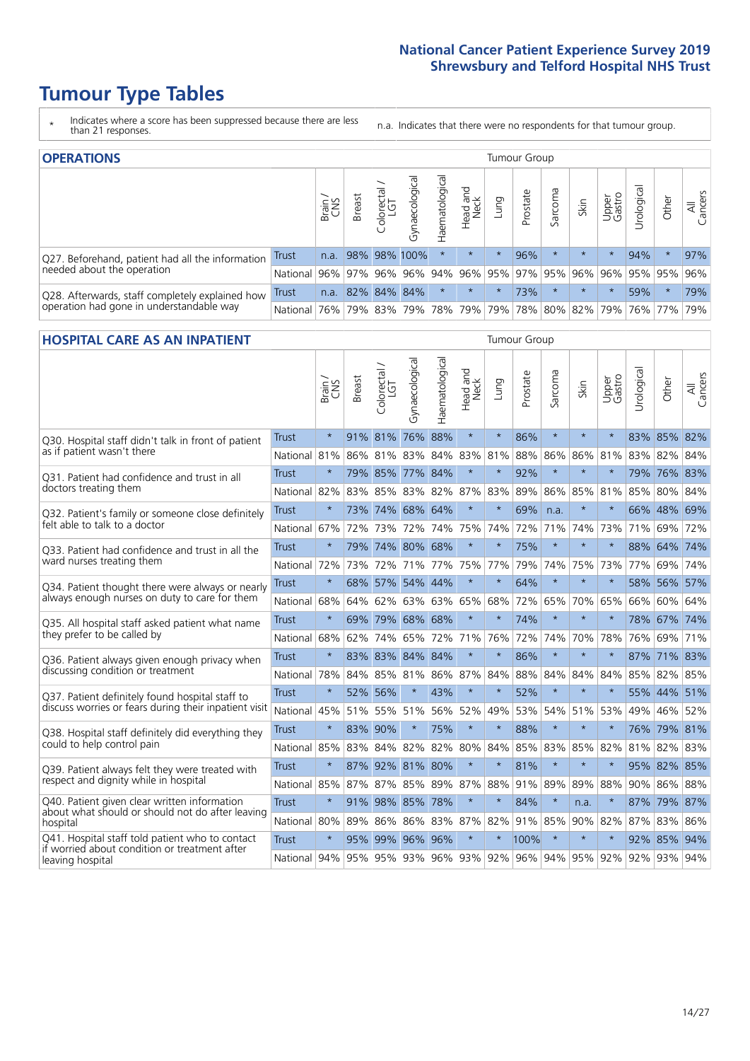# Tumour Type Tables

- \* Indicates where a score has been suppressed because there are less than 21 responses.
- n.a. Indicates that there were no respondents for that tumour group.

## OPERATIONS

| | | Brain / CNS | Breast | Colorectal / LGT | Gynaecological | Haematological | Head and Neck | Lung | Prostate | Sarcoma | Skin | Upper Gastro | Urological | Other | All Cancers |
|---|---|---|---|---|---|---|---|---|---|---|---|---|---|---|---|
| Q27. Beforehand, patient had all the information needed about the operation | Trust | n.a. | 98% | 98% | 100% | * | * | * | 96% | * | * | * | 94% | * | 97% |
| | National | 96% | 97% | 96% | 96% | 94% | 96% | 95% | 97% | 95% | 96% | 96% | 95% | 95% | 96% |
| Q28. Afterwards, staff completely explained how operation had gone in understandable way | Trust | n.a. | 82% | 84% | 84% | * | * | * | 73% | * | * | * | 59% | * | 79% |
| | National | 76% | 79% | 83% | 79% | 78% | 79% | 79% | 78% | 80% | 82% | 79% | 76% | 77% | 79% |

## HOSPITAL CARE AS AN INPATIENT

| | | Brain / CNS | Breast | Colorectal / LGT | Gynaecological | Haematological | Head and Neck | Lung | Prostate | Sarcoma | Skin | Upper Gastro | Urological | Other | All Cancers |
|---|---|---|---|---|---|---|---|---|---|---|---|---|---|---|---|
| Q30. Hospital staff didn't talk in front of patient as if patient wasn't there | Trust | * | 91% | 81% | 76% | 88% | * | * | 86% | * | * | * | 83% | 85% | 82% |
| | National | 81% | 86% | 81% | 83% | 84% | 83% | 81% | 88% | 86% | 86% | 81% | 83% | 82% | 84% |
| Q31. Patient had confidence and trust in all doctors treating them | Trust | * | 79% | 85% | 77% | 84% | * | * | 92% | * | * | * | 79% | 76% | 83% |
| | National | 82% | 83% | 85% | 83% | 82% | 87% | 83% | 89% | 86% | 85% | 81% | 85% | 80% | 84% |
| Q32. Patient's family or someone close definitely felt able to talk to a doctor | Trust | * | 73% | 74% | 68% | 64% | * | * | 69% | n.a. | * | * | 66% | 48% | 69% |
| | National | 67% | 72% | 73% | 72% | 74% | 75% | 74% | 72% | 71% | 74% | 73% | 71% | 69% | 72% |
| Q33. Patient had confidence and trust in all the ward nurses treating them | Trust | * | 79% | 74% | 80% | 68% | * | * | 75% | * | * | * | 88% | 64% | 74% |
| | National | 72% | 73% | 72% | 71% | 77% | 75% | 77% | 79% | 74% | 75% | 73% | 77% | 69% | 74% |
| Q34. Patient thought there were always or nearly always enough nurses on duty to care for them | Trust | * | 68% | 57% | 54% | 44% | * | * | 64% | * | * | * | 58% | 56% | 57% |
| | National | 68% | 64% | 62% | 63% | 63% | 65% | 68% | 72% | 65% | 70% | 65% | 66% | 60% | 64% |
| Q35. All hospital staff asked patient what name they prefer to be called by | Trust | * | 69% | 79% | 68% | 68% | * | * | 74% | * | * | * | 78% | 67% | 74% |
| | National | 68% | 62% | 74% | 65% | 72% | 71% | 76% | 72% | 74% | 70% | 78% | 76% | 69% | 71% |
| Q36. Patient always given enough privacy when discussing condition or treatment | Trust | * | 83% | 83% | 84% | 84% | * | * | 86% | * | * | * | 87% | 71% | 83% |
| | National | 78% | 84% | 85% | 81% | 86% | 87% | 84% | 88% | 84% | 84% | 84% | 85% | 82% | 85% |
| Q37. Patient definitely found hospital staff to discuss worries or fears during their inpatient visit | Trust | * | 52% | 56% | * | 43% | * | * | 52% | * | * | * | 55% | 44% | 51% |
| | National | 45% | 51% | 55% | 51% | 56% | 52% | 49% | 53% | 54% | 51% | 53% | 49% | 46% | 52% |
| Q38. Hospital staff definitely did everything they could to help control pain | Trust | * | 83% | 90% | * | 75% | * | * | 88% | * | * | * | 76% | 79% | 81% |
| | National | 85% | 83% | 84% | 82% | 82% | 80% | 84% | 85% | 83% | 85% | 82% | 81% | 82% | 83% |
| Q39. Patient always felt they were treated with respect and dignity while in hospital | Trust | * | 87% | 92% | 81% | 80% | * | * | 81% | * | * | * | 95% | 82% | 85% |
| | National | 85% | 87% | 87% | 85% | 89% | 87% | 88% | 91% | 89% | 89% | 88% | 90% | 86% | 88% |
| Q40. Patient given clear written information about what should or should not do after leaving hospital | Trust | * | 91% | 98% | 85% | 78% | * | * | 84% | * | n.a. | * | 87% | 79% | 87% |
| | National | 80% | 89% | 86% | 86% | 83% | 87% | 82% | 91% | 85% | 90% | 82% | 87% | 83% | 86% |
| Q41. Hospital staff told patient who to contact if worried about condition or treatment after leaving hospital | Trust | * | 95% | 99% | 96% | 96% | * | * | 100% | * | * | * | 92% | 85% | 94% |
| | National | 94% | 95% | 95% | 93% | 96% | 93% | 92% | 96% | 94% | 95% | 92% | 92% | 93% | 94% |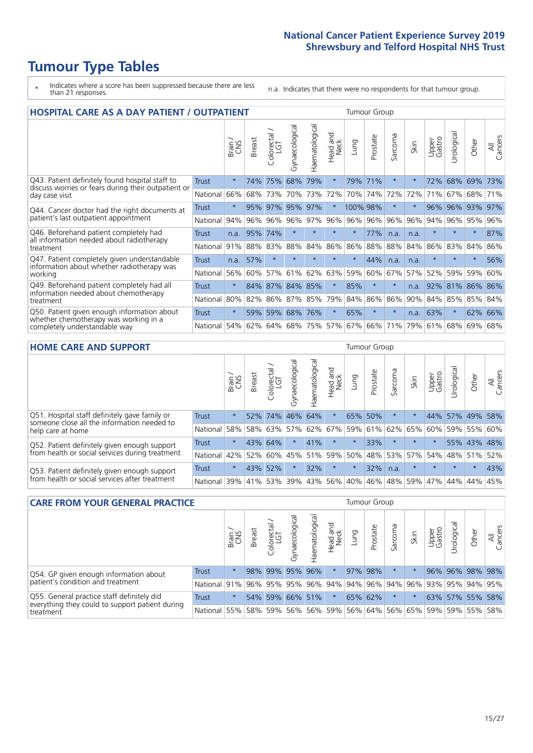# Tumour Type Tables

\* Indicates where a score has been suppressed because there are less than 21 responses.

n.a. Indicates that there were no respondents for that tumour group.

## HOSPITAL CARE AS A DAY PATIENT / OUTPATIENT

| | | Brain / CNS | Breast | Colorectal / LGT | Gynaecological | Haematological | Head and Neck | Lung | Prostate | Sarcoma | Skin | Upper Gastro | Urological | Other | All Cancers |
|---|---|---|---|---|---|---|---|---|---|---|---|---|---|---|---|
| Q43. Patient definitely found hospital staff to discuss worries or fears during their outpatient or day case visit | Trust | * | 74% | 75% | 68% | 79% | * | 79% | 71% | * | * | 72% | 68% | 69% | 73% |
| | National | 66% | 68% | 73% | 70% | 73% | 72% | 70% | 74% | 72% | 72% | 71% | 67% | 68% | 71% |
| Q44. Cancer doctor had the right documents at patient's last outpatient appointment | Trust | * | 95% | 97% | 95% | 97% | * | 100% | 98% | * | * | 96% | 96% | 93% | 97% |
| | National | 94% | 96% | 96% | 96% | 97% | 96% | 96% | 96% | 96% | 96% | 94% | 96% | 95% | 96% |
| Q46. Beforehand patient completely had all information needed about radiotherapy treatment | Trust | n.a. | 95% | 74% | * | * | * | * | 77% | n.a. | n.a. | * | * | * | 87% |
| | National | 91% | 88% | 83% | 88% | 84% | 86% | 86% | 88% | 88% | 84% | 86% | 83% | 84% | 86% |
| Q47. Patient completely given understandable information about whether radiotherapy was working | Trust | n.a. | 57% | * | * | * | * | * | 44% | n.a. | n.a. | * | * | * | 56% |
| | National | 56% | 60% | 57% | 61% | 62% | 63% | 59% | 60% | 67% | 57% | 52% | 59% | 59% | 60% |
| Q49. Beforehand patient completely had all information needed about chemotherapy treatment | Trust | * | 84% | 87% | 84% | 85% | * | 85% | * | * | n.a. | 92% | 81% | 86% | 86% |
| | National | 80% | 82% | 86% | 87% | 85% | 79% | 84% | 86% | 86% | 90% | 84% | 85% | 85% | 84% |
| Q50. Patient given enough information about whether chemotherapy was working in a completely understandable way | Trust | * | 59% | 59% | 68% | 76% | * | 65% | * | * | n.a. | 63% | * | 62% | 66% |
| | National | 54% | 62% | 64% | 68% | 75% | 57% | 67% | 66% | 71% | 79% | 61% | 68% | 69% | 68% |

## HOME CARE AND SUPPORT

| | | Brain / CNS | Breast | Colorectal / LGT | Gynaecological | Haematological | Head and Neck | Lung | Prostate | Sarcoma | Skin | Upper Gastro | Urological | Other | All Cancers |
|---|---|---|---|---|---|---|---|---|---|---|---|---|---|---|---|
| Q51. Hospital staff definitely gave family or someone close all the information needed to help care at home | Trust | * | 52% | 74% | 46% | 64% | * | 65% | 50% | * | * | 44% | 57% | 49% | 58% |
| | National | 58% | 58% | 63% | 57% | 62% | 67% | 59% | 61% | 62% | 65% | 60% | 59% | 55% | 60% |
| Q52. Patient definitely given enough support from health or social services during treatment | Trust | * | 43% | 64% | * | 41% | * | * | 33% | * | * | * | 55% | 43% | 48% |
| | National | 42% | 52% | 60% | 45% | 51% | 59% | 50% | 48% | 53% | 57% | 54% | 48% | 51% | 52% |
| Q53. Patient definitely given enough support from health or social services after treatment | Trust | * | 43% | 52% | * | 32% | * | * | 32% | n.a. | * | * | * | * | 43% |
| | National | 39% | 41% | 53% | 39% | 43% | 56% | 40% | 46% | 48% | 59% | 47% | 44% | 44% | 45% |

## CARE FROM YOUR GENERAL PRACTICE

| | | Brain / CNS | Breast | Colorectal / LGT | Gynaecological | Haematological | Head and Neck | Lung | Prostate | Sarcoma | Skin | Upper Gastro | Urological | Other | All Cancers |
|---|---|---|---|---|---|---|---|---|---|---|---|---|---|---|---|
| Q54. GP given enough information about patient's condition and treatment | Trust | * | 98% | 99% | 95% | 96% | * | 97% | 98% | * | * | 96% | 96% | 98% | 98% |
| | National | 91% | 96% | 95% | 95% | 96% | 94% | 94% | 96% | 94% | 96% | 93% | 95% | 94% | 95% |
| Q55. General practice staff definitely did everything they could to support patient during treatment | Trust | * | 54% | 59% | 66% | 51% | * | 65% | 62% | * | * | 63% | 57% | 55% | 58% |
| | National | 55% | 58% | 59% | 56% | 56% | 59% | 56% | 64% | 56% | 65% | 59% | 59% | 55% | 58% |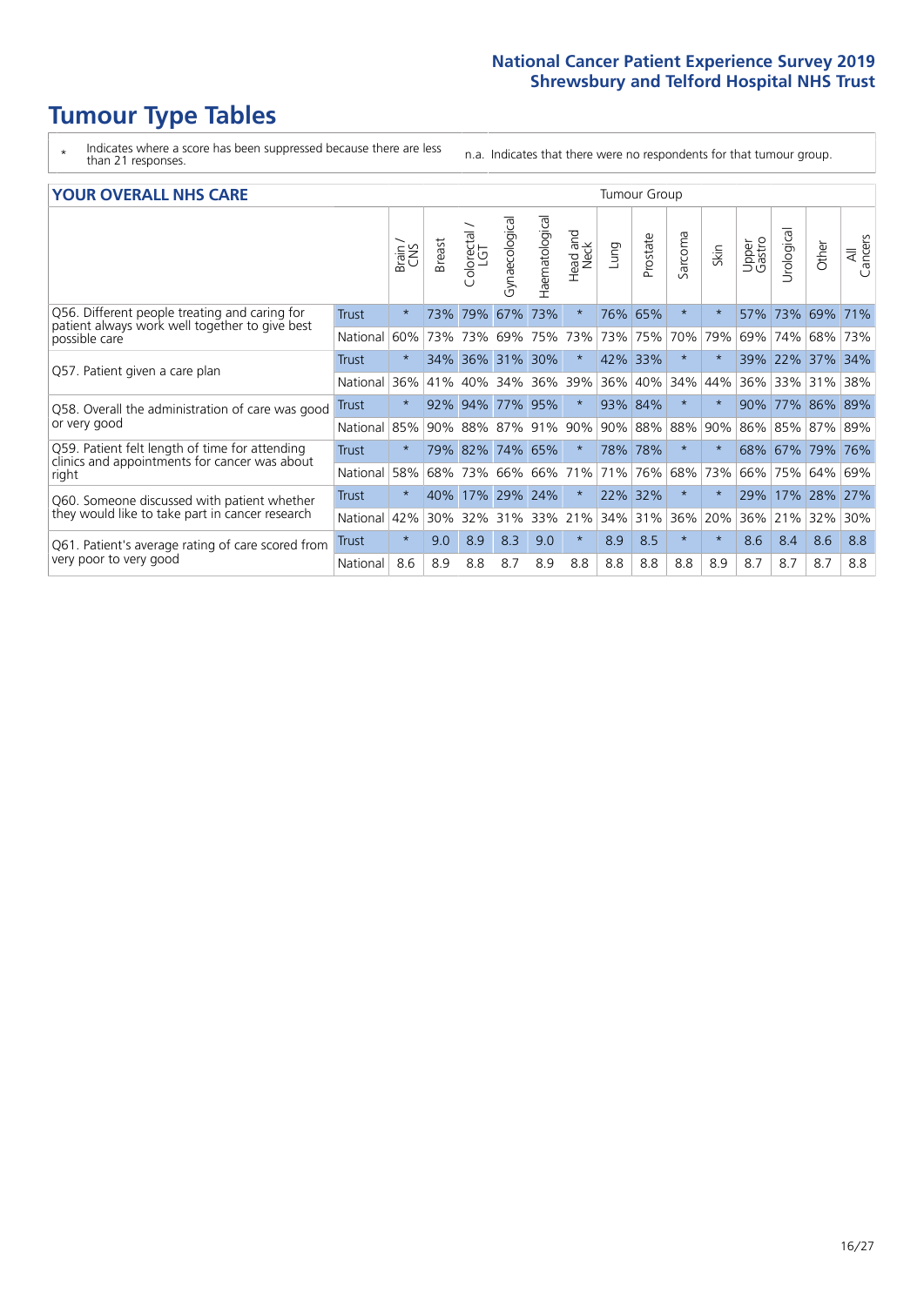# Tumour Type Tables

\* Indicates where a score has been suppressed because there are less than 21 responses.

n.a. Indicates that there were no respondents for that tumour group.

## YOUR OVERALL NHS CARE

| | | Brain / CNS | Breast | Colorectal / LGT | Gynaecological | Haematological | Head and Neck | Lung | Prostate | Sarcoma | Skin | Upper Gastro | Urological | Other | All Cancers |
|---|---|---|---|---|---|---|---|---|---|---|---|---|---|---|---|
| Q56. Different people treating and caring for patient always work well together to give best possible care | Trust | * | 73% | 79% | 67% | 73% | * | 76% | 65% | * | * | 57% | 73% | 69% | 71% |
| | National | 60% | 73% | 73% | 69% | 75% | 73% | 73% | 75% | 70% | 79% | 69% | 74% | 68% | 73% |
| Q57. Patient given a care plan | Trust | * | 34% | 36% | 31% | 30% | * | 42% | 33% | * | * | 39% | 22% | 37% | 34% |
| | National | 36% | 41% | 40% | 34% | 36% | 39% | 36% | 40% | 34% | 44% | 36% | 33% | 31% | 38% |
| Q58. Overall the administration of care was good or very good | Trust | * | 92% | 94% | 77% | 95% | * | 93% | 84% | * | * | 90% | 77% | 86% | 89% |
| | National | 85% | 90% | 88% | 87% | 91% | 90% | 90% | 88% | 88% | 90% | 86% | 85% | 87% | 89% |
| Q59. Patient felt length of time for attending clinics and appointments for cancer was about right | Trust | * | 79% | 82% | 74% | 65% | * | 78% | 78% | * | * | 68% | 67% | 79% | 76% |
| | National | 58% | 68% | 73% | 66% | 66% | 71% | 71% | 76% | 68% | 73% | 66% | 75% | 64% | 69% |
| Q60. Someone discussed with patient whether they would like to take part in cancer research | Trust | * | 40% | 17% | 29% | 24% | * | 22% | 32% | * | * | 29% | 17% | 28% | 27% |
| | National | 42% | 30% | 32% | 31% | 33% | 21% | 34% | 31% | 36% | 20% | 36% | 21% | 32% | 30% |
| Q61. Patient's average rating of care scored from very poor to very good | Trust | * | 9.0 | 8.9 | 8.3 | 9.0 | * | 8.9 | 8.5 | * | * | 8.6 | 8.4 | 8.6 | 8.8 |
| | National | 8.6 | 8.9 | 8.8 | 8.7 | 8.9 | 8.8 | 8.8 | 8.8 | 8.8 | 8.9 | 8.7 | 8.7 | 8.7 | 8.8 |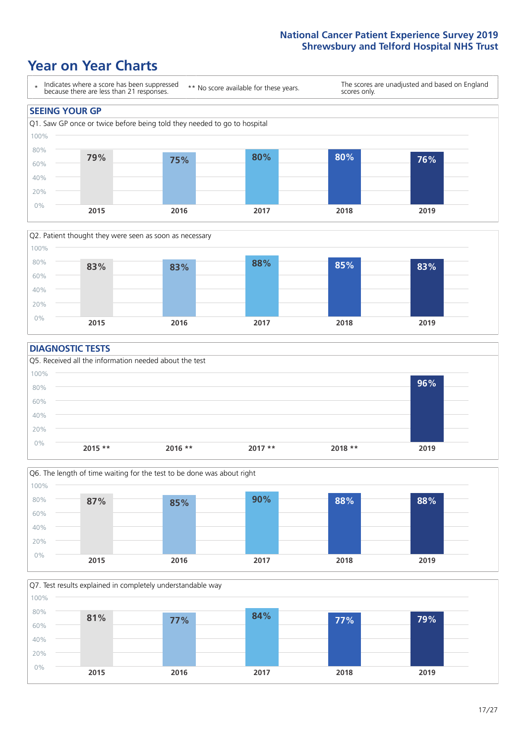National Cancer Patient Experience Survey 2019
Shrewsbury and Telford Hospital NHS Trust

# Year on Year Charts

\* Indicates where a score has been suppressed because there are less than 21 responses.

\*\* No score available for these years.

The scores are unadjusted and based on England scores only.

## SEEING YOUR GP

Q1. Saw GP once or twice before being told they needed to go to hospital

| 2015 | 2016 | 2017 | 2018 | 2019 |
|---|---|---|---|---|
| 79% | 75% | 80% | 80% | 76% |

Q2. Patient thought they were seen as soon as necessary

| 2015 | 2016 | 2017 | 2018 | 2019 |
|---|---|---|---|---|
| 83% | 83% | 88% | 85% | 83% |

## DIAGNOSTIC TESTS

Q5. Received all the information needed about the test

| 2015 ** | 2016 ** | 2017 ** | 2018 ** | 2019 |
|---|---|---|---|---|
| | | | | 96% |

Q6. The length of time waiting for the test to be done was about right

| 2015 | 2016 | 2017 | 2018 | 2019 |
|---|---|---|---|---|
| 87% | 85% | 90% | 88% | 88% |

Q7. Test results explained in completely understandable way

| 2015 | 2016 | 2017 | 2018 | 2019 |
|---|---|---|---|---|
| 81% | 77% | 84% | 77% | 79% |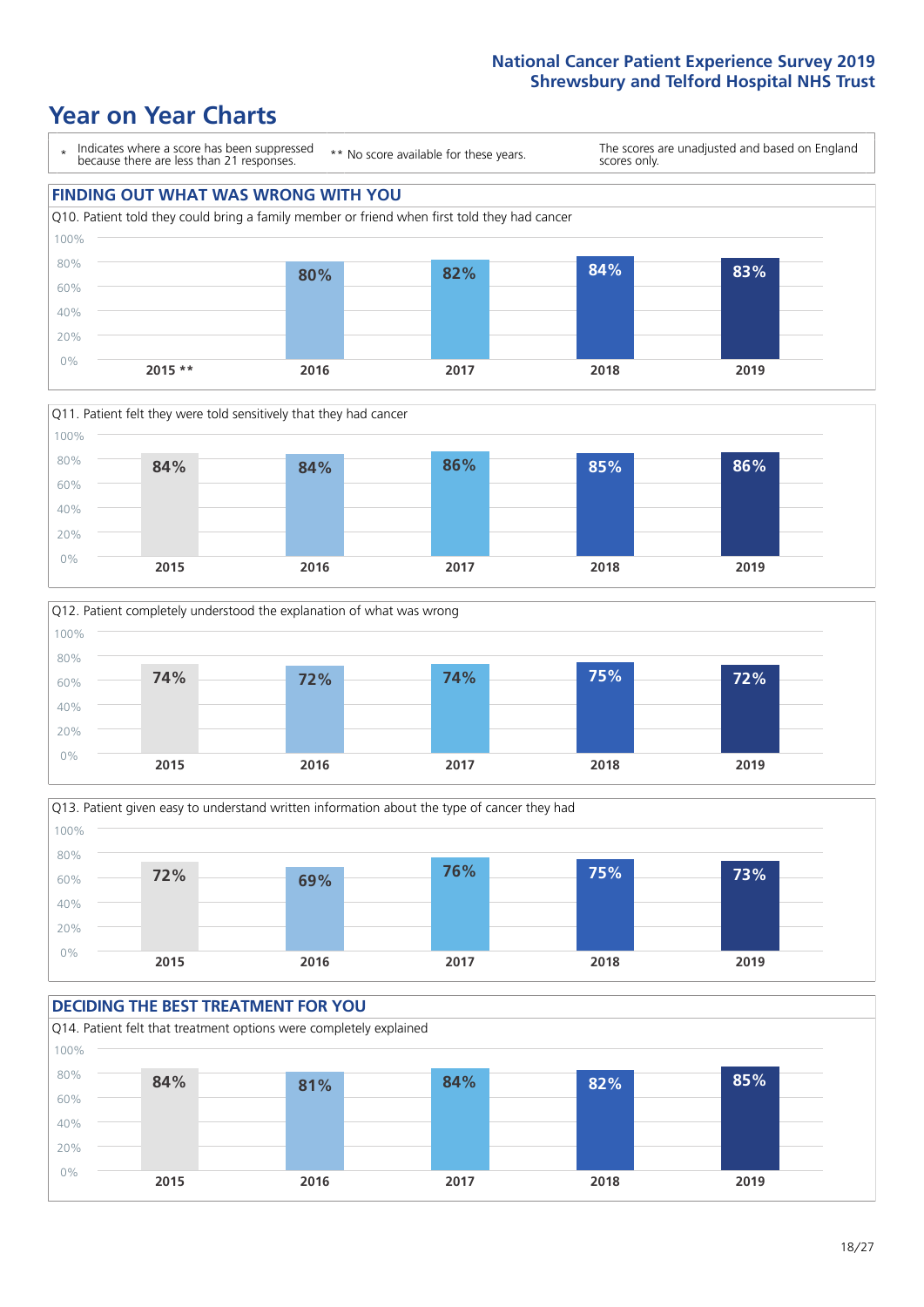# Year on Year Charts

\* Indicates where a score has been suppressed because there are less than 21 responses.

\*\* No score available for these years.

The scores are unadjusted and based on England scores only.

## FINDING OUT WHAT WAS WRONG WITH YOU

Q10. Patient told they could bring a family member or friend when first told they had cancer

| 2015 ** | 2016 | 2017 | 2018 | 2019 |
|---|---|---|---|---|
| | 80% | 82% | 84% | 83% |

Q11. Patient felt they were told sensitively that they had cancer

| 2015 | 2016 | 2017 | 2018 | 2019 |
|---|---|---|---|---|
| 84% | 84% | 86% | 85% | 86% |

Q12. Patient completely understood the explanation of what was wrong

| 2015 | 2016 | 2017 | 2018 | 2019 |
|---|---|---|---|---|
| 74% | 72% | 74% | 75% | 72% |

Q13. Patient given easy to understand written information about the type of cancer they had

| 2015 | 2016 | 2017 | 2018 | 2019 |
|---|---|---|---|---|
| 72% | 69% | 76% | 75% | 73% |

## DECIDING THE BEST TREATMENT FOR YOU

Q14. Patient felt that treatment options were completely explained

| 2015 | 2016 | 2017 | 2018 | 2019 |
|---|---|---|---|---|
| 84% | 81% | 84% | 82% | 85% |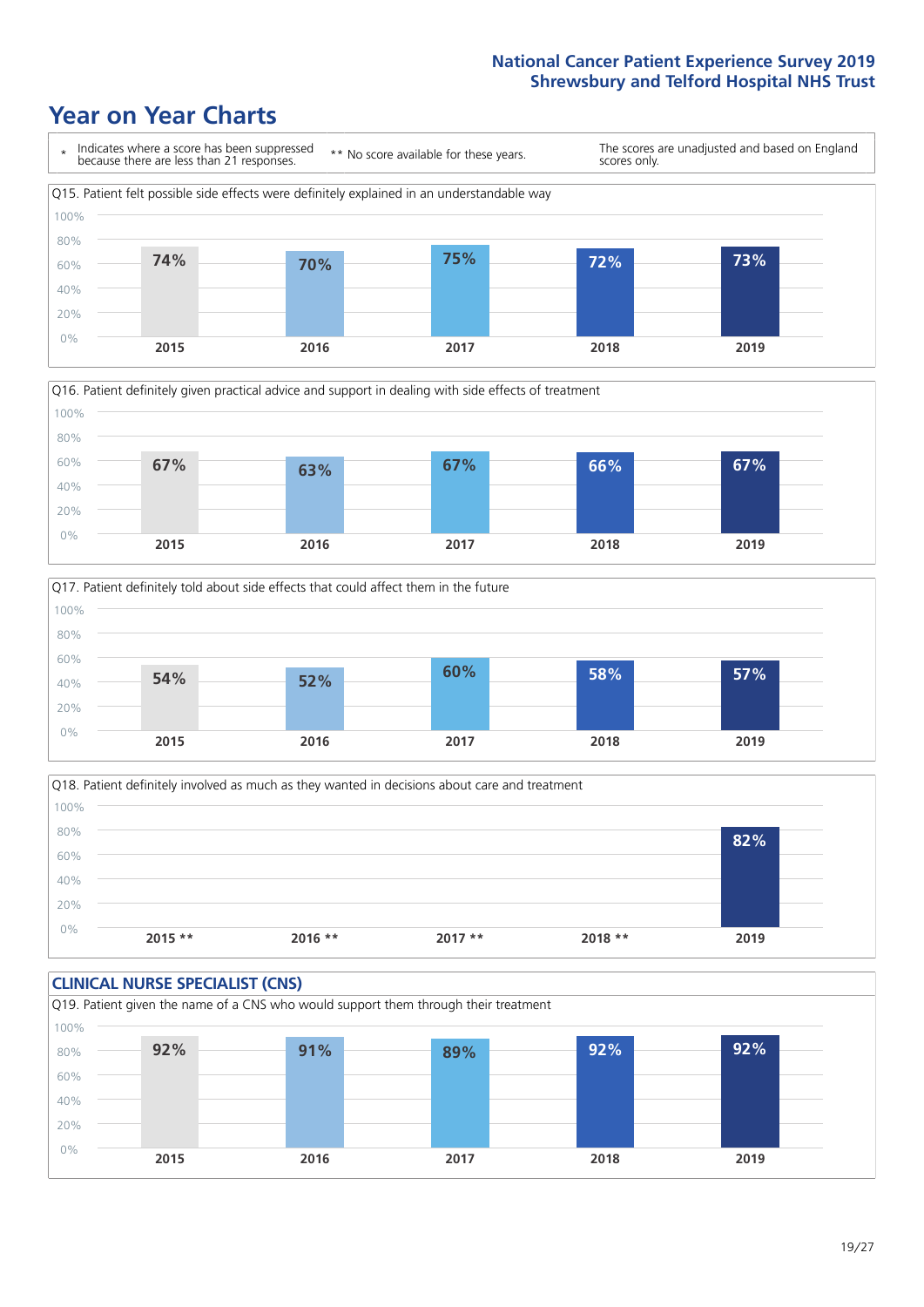## Year on Year Charts

\* Indicates where a score has been suppressed because there are less than 21 responses.

** No score available for these years.

The scores are unadjusted and based on England scores only.

Q15. Patient felt possible side effects were definitely explained in an understandable way

| 2015 | 2016 | 2017 | 2018 | 2019 |
|---|---|---|---|---|
| 74% | 70% | 75% | 72% | 73% |

Q16. Patient definitely given practical advice and support in dealing with side effects of treatment

| 2015 | 2016 | 2017 | 2018 | 2019 |
|---|---|---|---|---|
| 67% | 63% | 67% | 66% | 67% |

Q17. Patient definitely told about side effects that could affect them in the future

| 2015 | 2016 | 2017 | 2018 | 2019 |
|---|---|---|---|---|
| 54% | 52% | 60% | 58% | 57% |

Q18. Patient definitely involved as much as they wanted in decisions about care and treatment

| 2015 ** | 2016 ** | 2017 ** | 2018 ** | 2019 |
|---|---|---|---|---|
| | | | | 82% |

### CLINICAL NURSE SPECIALIST (CNS)

Q19. Patient given the name of a CNS who would support them through their treatment

| 2015 | 2016 | 2017 | 2018 | 2019 |
|---|---|---|---|---|
| 92% | 91% | 89% | 92% | 92% |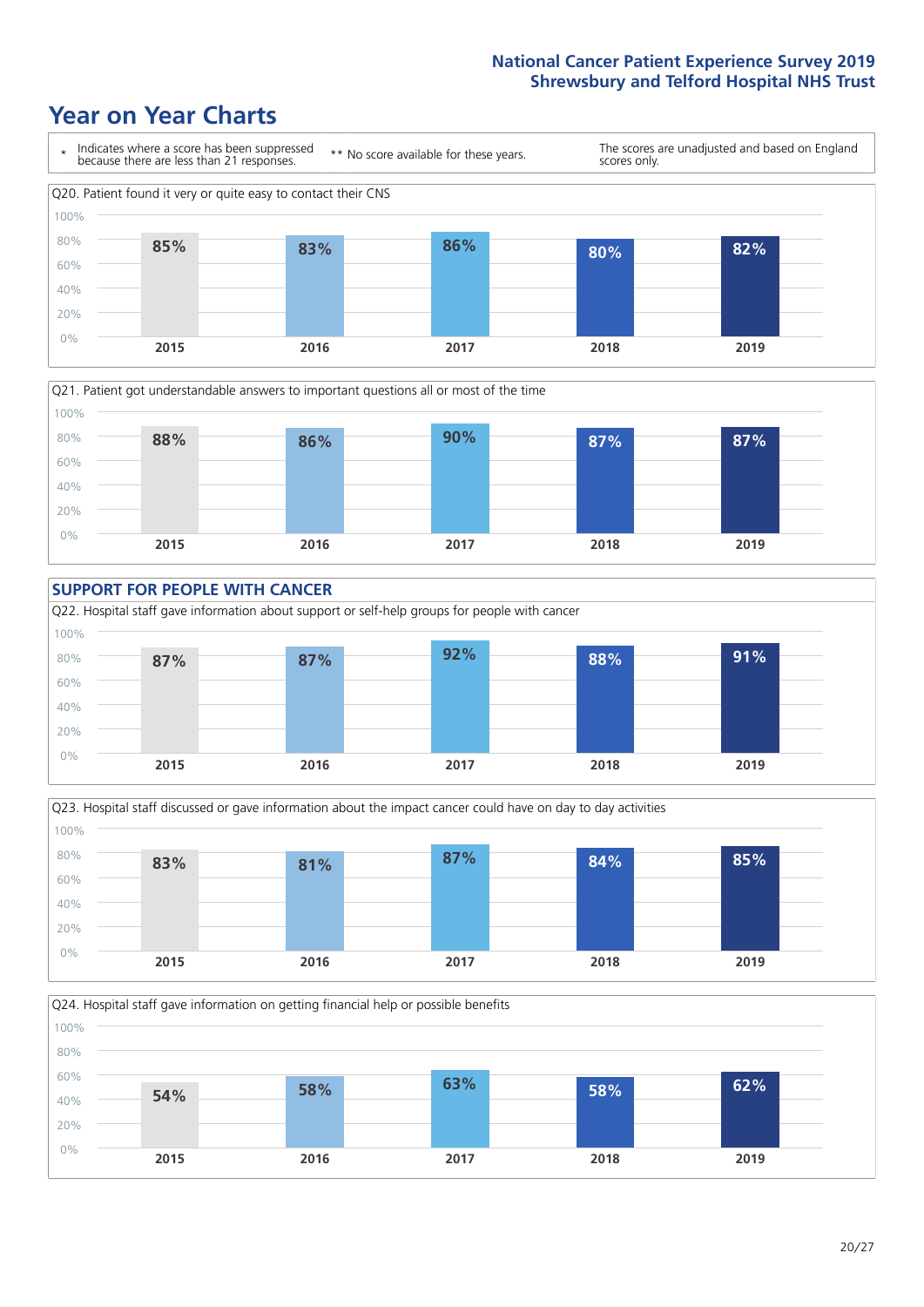# Year on Year Charts

\* Indicates where a score has been suppressed because there are less than 21 responses.

** No score available for these years.

The scores are unadjusted and based on England scores only.

Q20. Patient found it very or quite easy to contact their CNS

| 2015 | 2016 | 2017 | 2018 | 2019 |
|---|---|---|---|---|
| 85% | 83% | 86% | 80% | 82% |

Q21. Patient got understandable answers to important questions all or most of the time

| 2015 | 2016 | 2017 | 2018 | 2019 |
|---|---|---|---|---|
| 88% | 86% | 90% | 87% | 87% |

## SUPPORT FOR PEOPLE WITH CANCER

Q22. Hospital staff gave information about support or self-help groups for people with cancer

| 2015 | 2016 | 2017 | 2018 | 2019 |
|---|---|---|---|---|
| 87% | 87% | 92% | 88% | 91% |

Q23. Hospital staff discussed or gave information about the impact cancer could have on day to day activities

| 2015 | 2016 | 2017 | 2018 | 2019 |
|---|---|---|---|---|
| 83% | 81% | 87% | 84% | 85% |

Q24. Hospital staff gave information on getting financial help or possible benefits

| 2015 | 2016 | 2017 | 2018 | 2019 |
|---|---|---|---|---|
| 54% | 58% | 63% | 58% | 62% |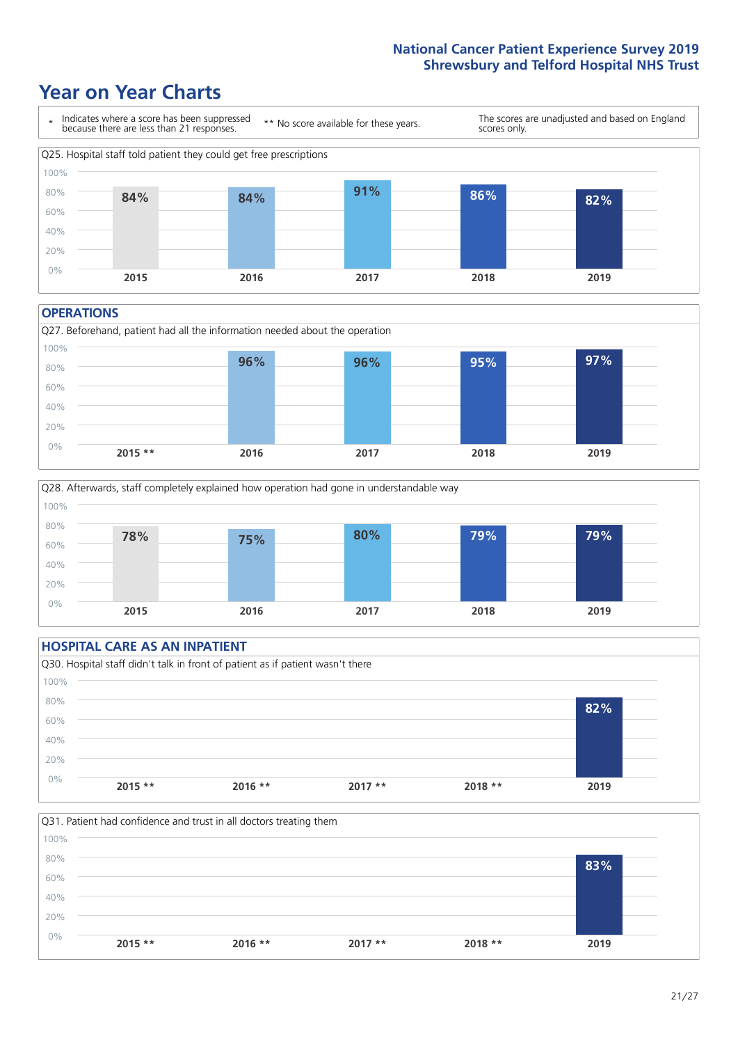# Year on Year Charts

\* Indicates where a score has been suppressed because there are less than 21 responses.

** No score available for these years.

The scores are unadjusted and based on England scores only.

Q25. Hospital staff told patient they could get free prescriptions

| 2015 | 2016 | 2017 | 2018 | 2019 |
|---|---|---|---|---|
| 84% | 84% | 91% | 86% | 82% |

## OPERATIONS

Q27. Beforehand, patient had all the information needed about the operation

| 2015 ** | 2016 | 2017 | 2018 | 2019 |
|---|---|---|---|---|
| | 96% | 96% | 95% | 97% |

Q28. Afterwards, staff completely explained how operation had gone in understandable way

| 2015 | 2016 | 2017 | 2018 | 2019 |
|---|---|---|---|---|
| 78% | 75% | 80% | 79% | 79% |

## HOSPITAL CARE AS AN INPATIENT

Q30. Hospital staff didn't talk in front of patient as if patient wasn't there

| 2015 ** | 2016 ** | 2017 ** | 2018 ** | 2019 |
|---|---|---|---|---|
| | | | | 82% |

Q31. Patient had confidence and trust in all doctors treating them

| 2015 ** | 2016 ** | 2017 ** | 2018 ** | 2019 |
|---|---|---|---|---|
| | | | | 83% |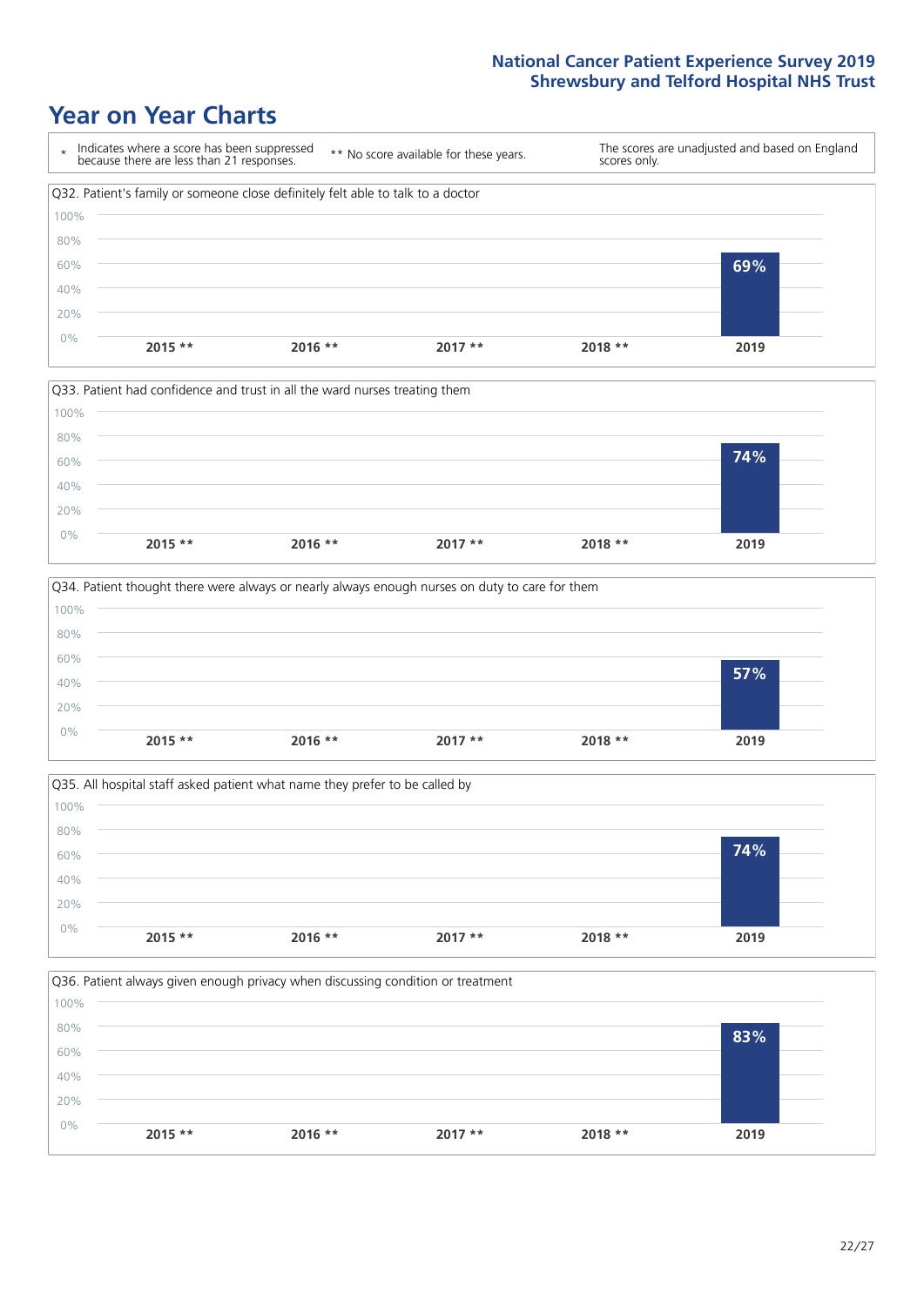# Year on Year Charts

| * Indicates where a score has been suppressed because there are less than 21 responses. | ** No score available for these years. | The scores are unadjusted and based on England scores only. |
|---|---|---|

### Q32. Patient's family or someone close definitely felt able to talk to a doctor

| 2015 ** | 2016 ** | 2017 ** | 2018 ** | 2019 |
|---|---|---|---|---|
| | | | | 69% |

### Q33. Patient had confidence and trust in all the ward nurses treating them

| 2015 ** | 2016 ** | 2017 ** | 2018 ** | 2019 |
|---|---|---|---|---|
| | | | | 74% |

### Q34. Patient thought there were always or nearly always enough nurses on duty to care for them

| 2015 ** | 2016 ** | 2017 ** | 2018 ** | 2019 |
|---|---|---|---|---|
| | | | | 57% |

### Q35. All hospital staff asked patient what name they prefer to be called by

| 2015 ** | 2016 ** | 2017 ** | 2018 ** | 2019 |
|---|---|---|---|---|
| | | | | 74% |

### Q36. Patient always given enough privacy when discussing condition or treatment

| 2015 ** | 2016 ** | 2017 ** | 2018 ** | 2019 |
|---|---|---|---|---|
| | | | | 83% |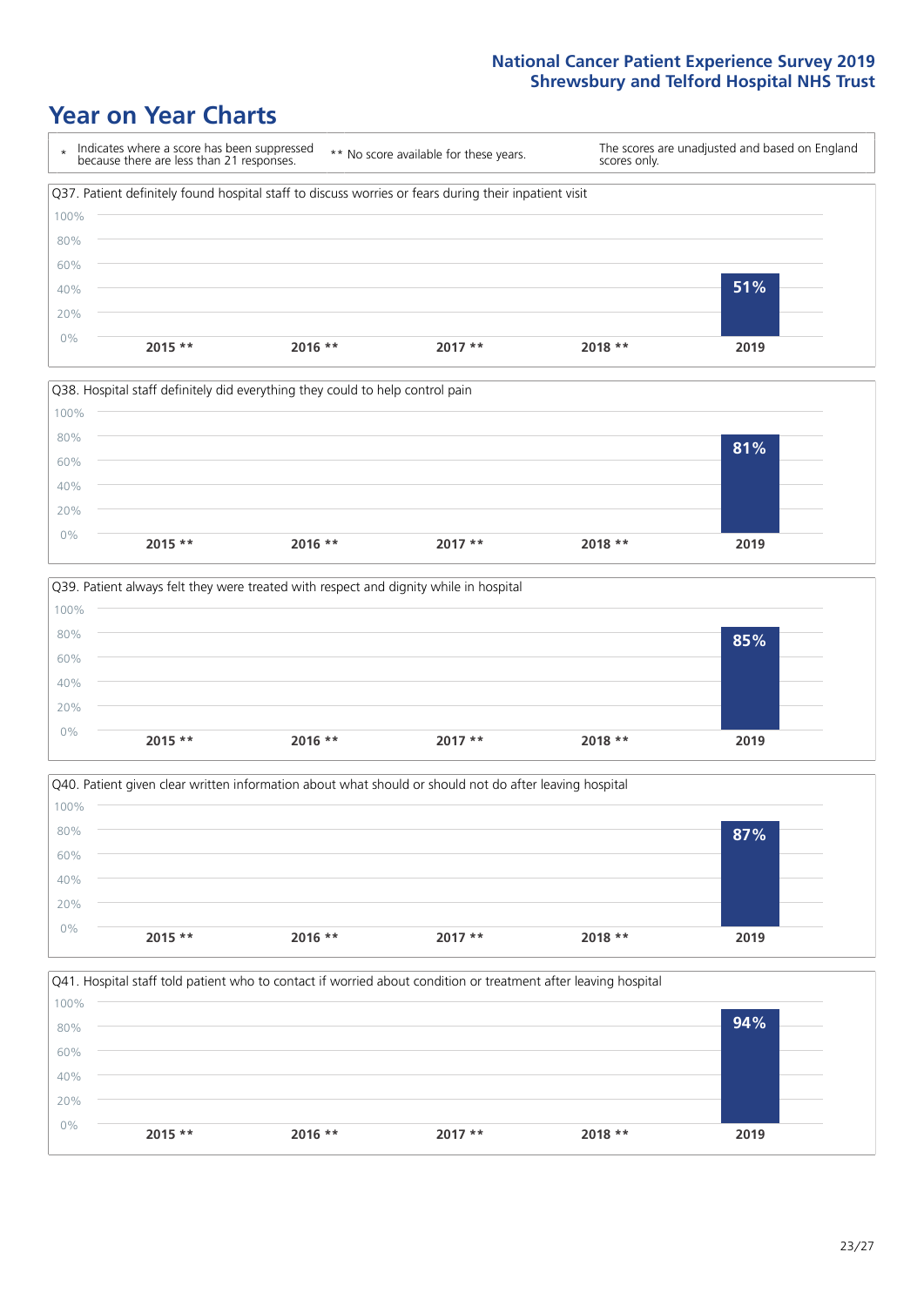# Year on Year Charts

| * Indicates where a score has been suppressed because there are less than 21 responses. | ** No score available for these years. | The scores are unadjusted and based on England scores only. |
|---|---|---|

Q37. Patient definitely found hospital staff to discuss worries or fears during their inpatient visit

| 2015 ** | 2016 ** | 2017 ** | 2018 ** | 2019 |
|---|---|---|---|---|
| | | | | 51% |

Q38. Hospital staff definitely did everything they could to help control pain

| 2015 ** | 2016 ** | 2017 ** | 2018 ** | 2019 |
|---|---|---|---|---|
| | | | | 81% |

Q39. Patient always felt they were treated with respect and dignity while in hospital

| 2015 ** | 2016 ** | 2017 ** | 2018 ** | 2019 |
|---|---|---|---|---|
| | | | | 85% |

Q40. Patient given clear written information about what should or should not do after leaving hospital

| 2015 ** | 2016 ** | 2017 ** | 2018 ** | 2019 |
|---|---|---|---|---|
| | | | | 87% |

Q41. Hospital staff told patient who to contact if worried about condition or treatment after leaving hospital

| 2015 ** | 2016 ** | 2017 ** | 2018 ** | 2019 |
|---|---|---|---|---|
| | | | | 94% |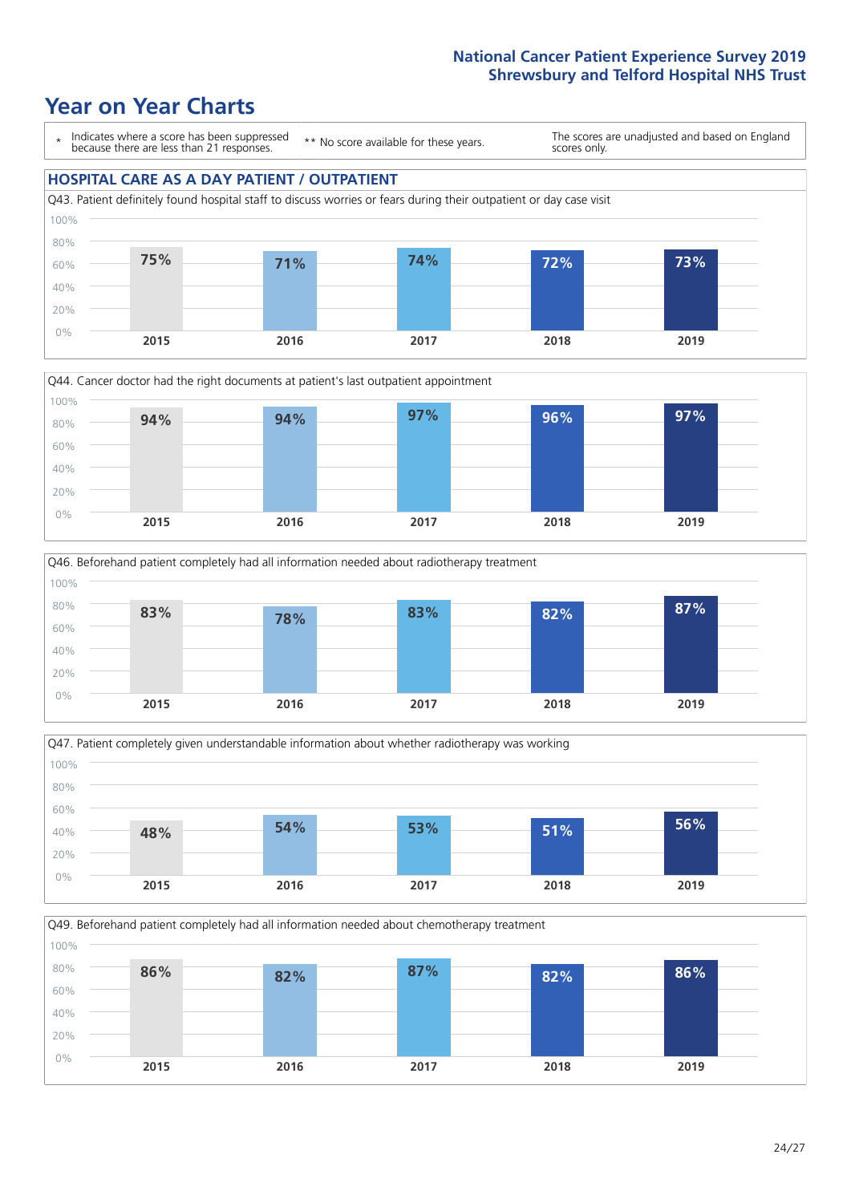# Year on Year Charts

\* Indicates where a score has been suppressed because there are less than 21 responses.

** No score available for these years.

The scores are unadjusted and based on England scores only.

## HOSPITAL CARE AS A DAY PATIENT / OUTPATIENT

Q43. Patient definitely found hospital staff to discuss worries or fears during their outpatient or day case visit

| 2015 | 2016 | 2017 | 2018 | 2019 |
|---|---|---|---|---|
| 75% | 71% | 74% | 72% | 73% |

Q44. Cancer doctor had the right documents at patient's last outpatient appointment

| 2015 | 2016 | 2017 | 2018 | 2019 |
|---|---|---|---|---|
| 94% | 94% | 97% | 96% | 97% |

Q46. Beforehand patient completely had all information needed about radiotherapy treatment

| 2015 | 2016 | 2017 | 2018 | 2019 |
|---|---|---|---|---|
| 83% | 78% | 83% | 82% | 87% |

Q47. Patient completely given understandable information about whether radiotherapy was working

| 2015 | 2016 | 2017 | 2018 | 2019 |
|---|---|---|---|---|
| 48% | 54% | 53% | 51% | 56% |

Q49. Beforehand patient completely had all information needed about chemotherapy treatment

| 2015 | 2016 | 2017 | 2018 | 2019 |
|---|---|---|---|---|
| 86% | 82% | 87% | 82% | 86% |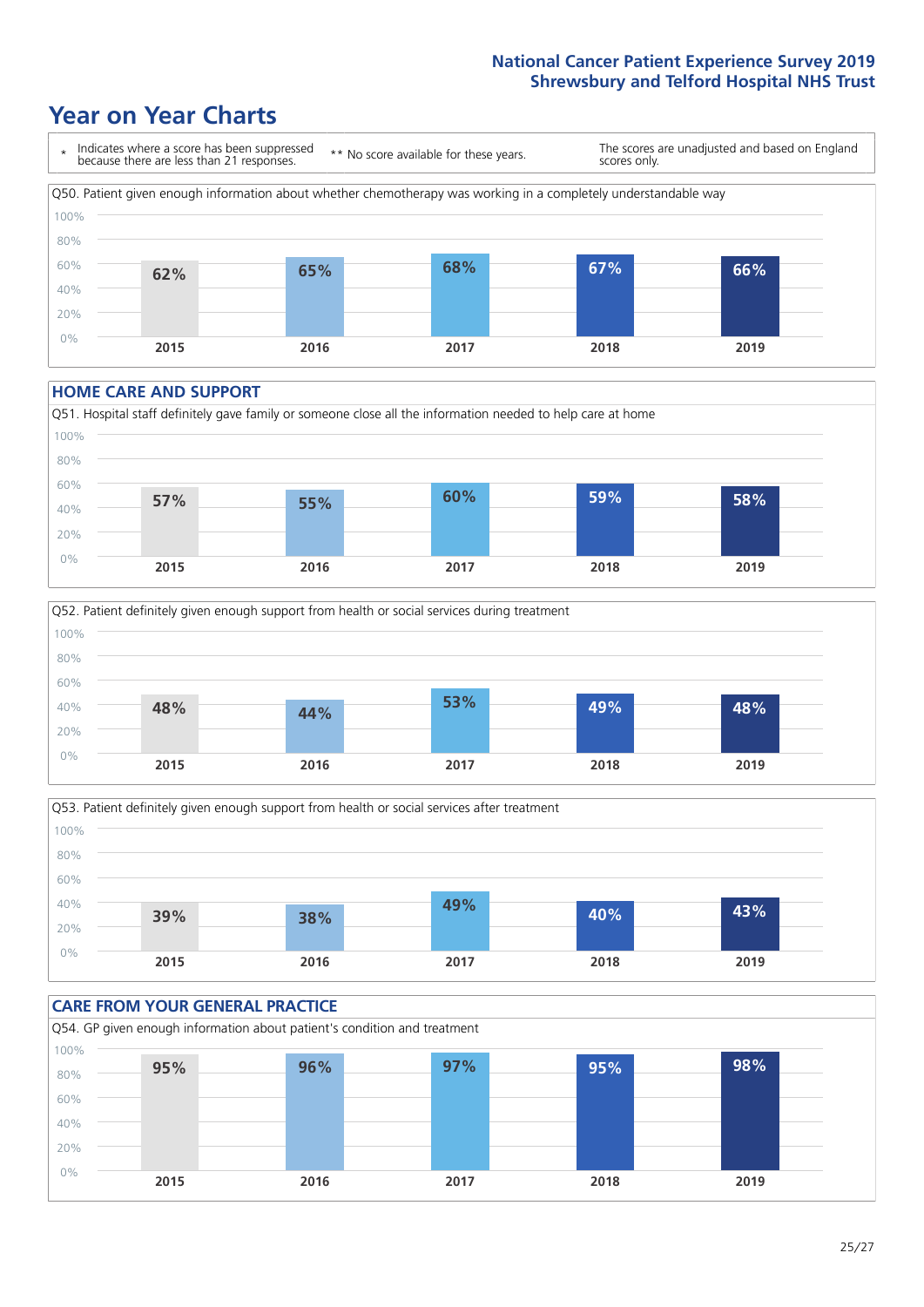# Year on Year Charts

\* Indicates where a score has been suppressed because there are less than 21 responses. ** No score available for these years. The scores are unadjusted and based on England scores only.

Q50. Patient given enough information about whether chemotherapy was working in a completely understandable way

| 2015 | 2016 | 2017 | 2018 | 2019 |
|---|---|---|---|---|
| 62% | 65% | 68% | 67% | 66% |

## HOME CARE AND SUPPORT

Q51. Hospital staff definitely gave family or someone close all the information needed to help care at home

| 2015 | 2016 | 2017 | 2018 | 2019 |
|---|---|---|---|---|
| 57% | 55% | 60% | 59% | 58% |

Q52. Patient definitely given enough support from health or social services during treatment

| 2015 | 2016 | 2017 | 2018 | 2019 |
|---|---|---|---|---|
| 48% | 44% | 53% | 49% | 48% |

Q53. Patient definitely given enough support from health or social services after treatment

| 2015 | 2016 | 2017 | 2018 | 2019 |
|---|---|---|---|---|
| 39% | 38% | 49% | 40% | 43% |

## CARE FROM YOUR GENERAL PRACTICE

Q54. GP given enough information about patient's condition and treatment

| 2015 | 2016 | 2017 | 2018 | 2019 |
|---|---|---|---|---|
| 95% | 96% | 97% | 95% | 98% |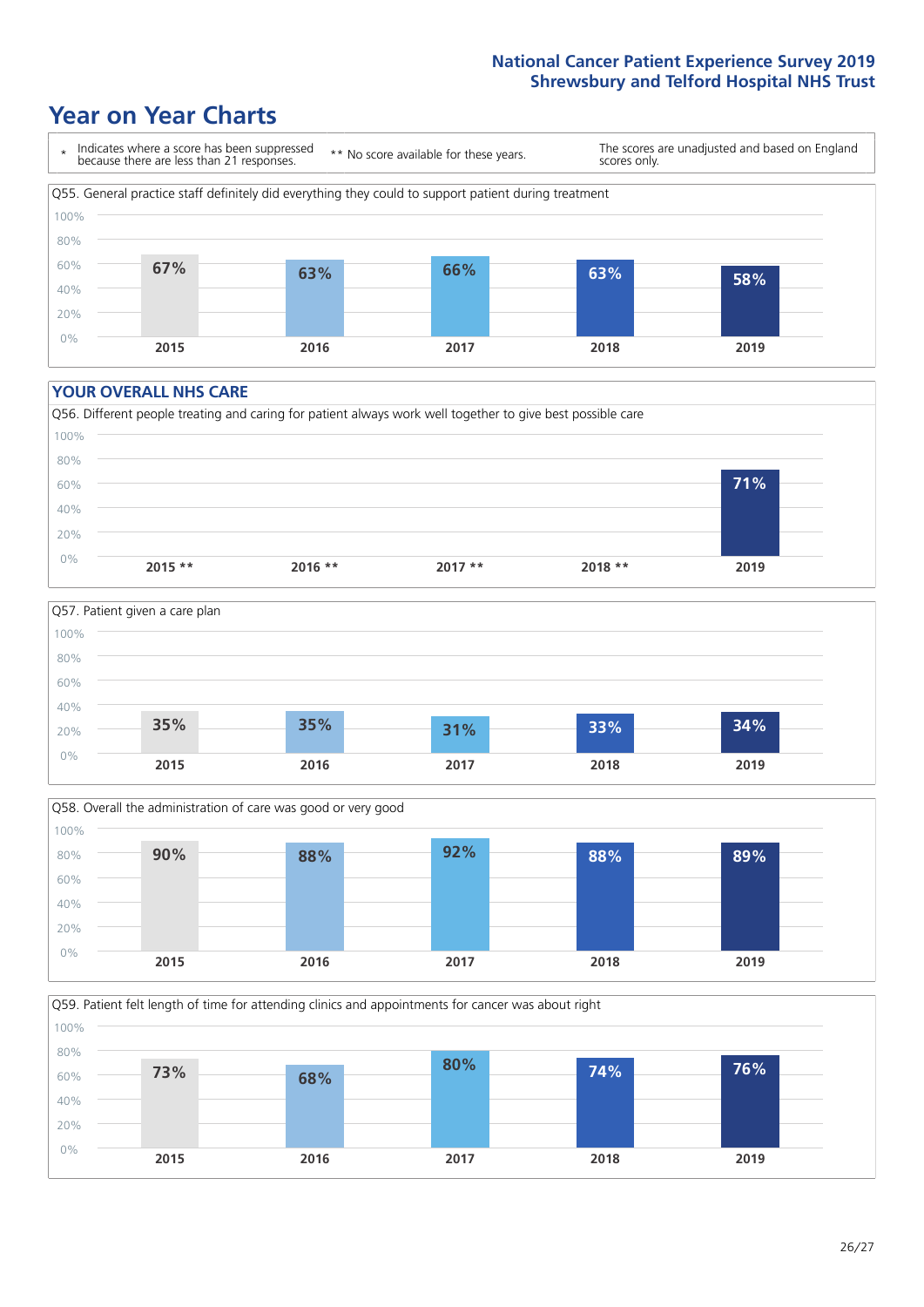# Year on Year Charts

\* Indicates where a score has been suppressed because there are less than 21 responses.

** No score available for these years.

The scores are unadjusted and based on England scores only.

Q55. General practice staff definitely did everything they could to support patient during treatment

| 2015 | 2016 | 2017 | 2018 | 2019 |
|---|---|---|---|---|
| 67% | 63% | 66% | 63% | 58% |

## YOUR OVERALL NHS CARE

Q56. Different people treating and caring for patient always work well together to give best possible care

| 2015 ** | 2016 ** | 2017 ** | 2018 ** | 2019 |
|---|---|---|---|---|
| | | | | 71% |

Q57. Patient given a care plan

| 2015 | 2016 | 2017 | 2018 | 2019 |
|---|---|---|---|---|
| 35% | 35% | 31% | 33% | 34% |

Q58. Overall the administration of care was good or very good

| 2015 | 2016 | 2017 | 2018 | 2019 |
|---|---|---|---|---|
| 90% | 88% | 92% | 88% | 89% |

Q59. Patient felt length of time for attending clinics and appointments for cancer was about right

| 2015 | 2016 | 2017 | 2018 | 2019 |
|---|---|---|---|---|
| 73% | 68% | 80% | 74% | 76% |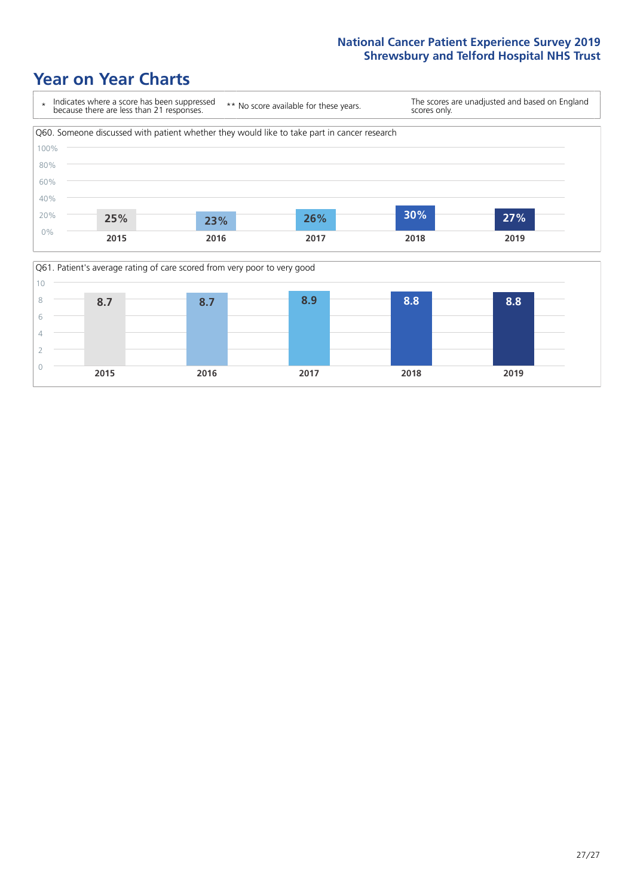# Year on Year Charts

\* Indicates where a score has been suppressed because there are less than 21 responses.

** No score available for these years.

The scores are unadjusted and based on England scores only.

Q60. Someone discussed with patient whether they would like to take part in cancer research

100%
80%
60%
40%
20%
0%

25% 2015
23% 2016
26% 2017
30% 2018
27% 2019

Q61. Patient's average rating of care scored from very poor to very good

10
8
6
4
2
0

8.7 2015
8.7 2016
8.9 2017
8.8 2018
8.8 2019